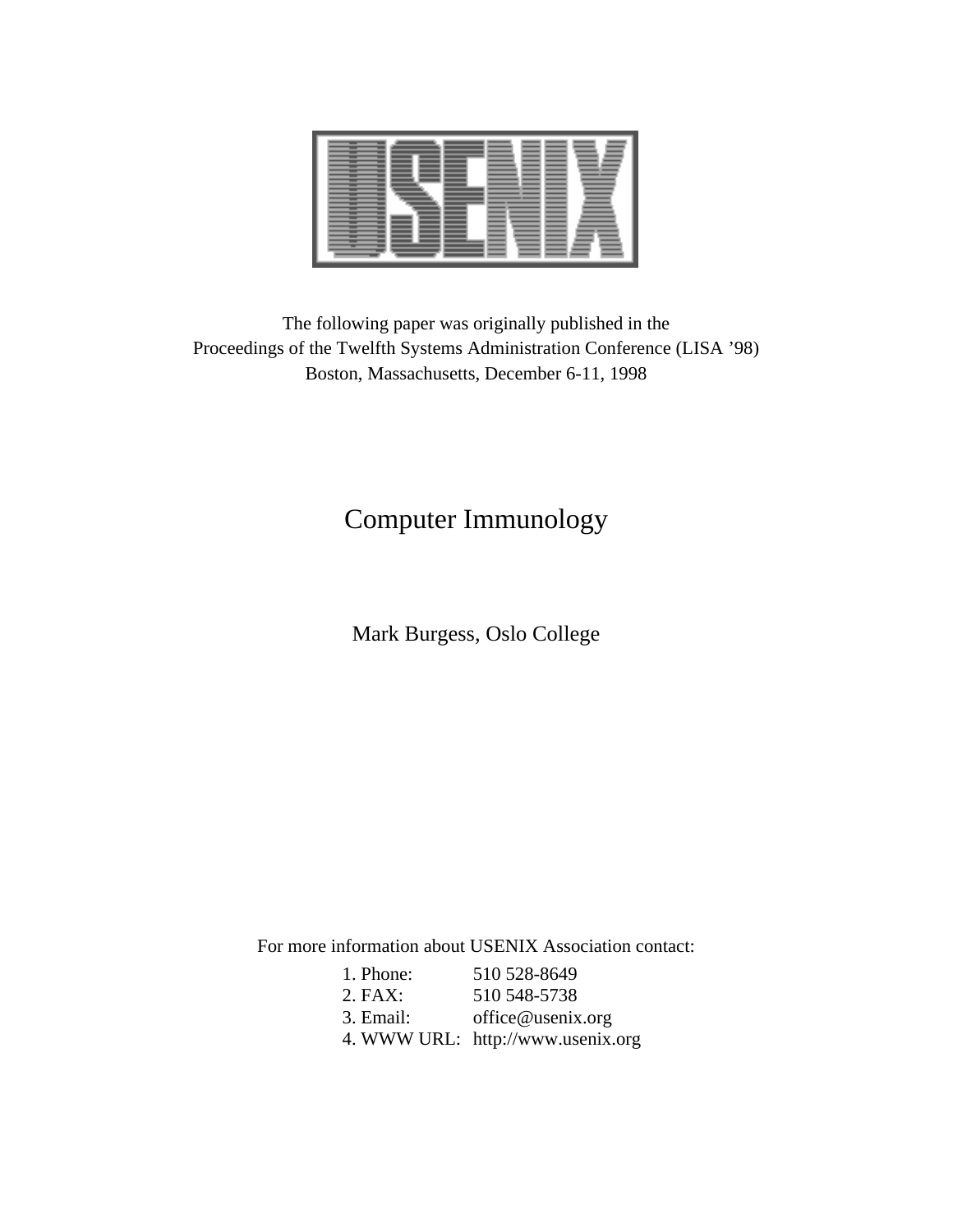The following paper was originally published in the
Proceedings of the Twelfth Systems Administration Conference (LISA '98)
Boston, Massachusetts, December 6-11, 1998

# Computer Immunology

Mark Burgess, Oslo College

For more information about USENIX Association contact:

1. Phone: 510 528-8649
2. FAX: 510 548-5738
3. Email: office@usenix.org
4. WWW URL: http://www.usenix.org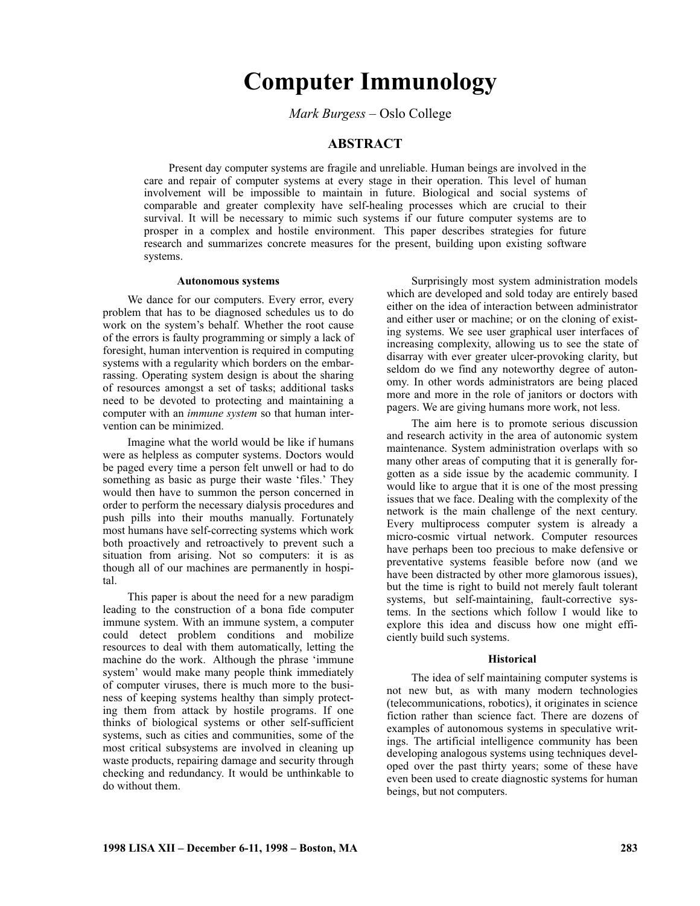# Computer Immunology

*Mark Burgess* – Oslo College

## ABSTRACT

Present day computer systems are fragile and unreliable. Human beings are involved in the care and repair of computer systems at every stage in their operation. This level of human involvement will be impossible to maintain in future. Biological and social systems of comparable and greater complexity have self-healing processes which are crucial to their survival. It will be necessary to mimic such systems if our future computer systems are to prosper in a complex and hostile environment. This paper describes strategies for future research and summarizes concrete measures for the present, building upon existing software systems.

### Autonomous systems

We dance for our computers. Every error, every problem that has to be diagnosed schedules us to do work on the system's behalf. Whether the root cause of the errors is faulty programming or simply a lack of foresight, human intervention is required in computing systems with a regularity which borders on the embarrassing. Operating system design is about the sharing of resources amongst a set of tasks; additional tasks need to be devoted to protecting and maintaining a computer with an *immune system* so that human intervention can be minimized.

Imagine what the world would be like if humans were as helpless as computer systems. Doctors would be paged every time a person felt unwell or had to do something as basic as purge their waste 'files.' They would then have to summon the person concerned in order to perform the necessary dialysis procedures and push pills into their mouths manually. Fortunately most humans have self-correcting systems which work both proactively and retroactively to prevent such a situation from arising. Not so computers: it is as though all of our machines are permanently in hospital.

This paper is about the need for a new paradigm leading to the construction of a bona fide computer immune system. With an immune system, a computer could detect problem conditions and mobilize resources to deal with them automatically, letting the machine do the work. Although the phrase 'immune system' would make many people think immediately of computer viruses, there is much more to the business of keeping systems healthy than simply protecting them from attack by hostile programs. If one thinks of biological systems or other self-sufficient systems, such as cities and communities, some of the most critical subsystems are involved in cleaning up waste products, repairing damage and security through checking and redundancy. It would be unthinkable to do without them.

Surprisingly most system administration models which are developed and sold today are entirely based either on the idea of interaction between administrator and either user or machine; or on the cloning of existing systems. We see user graphical user interfaces of increasing complexity, allowing us to see the state of disarray with ever greater ulcer-provoking clarity, but seldom do we find any noteworthy degree of autonomy. In other words administrators are being placed more and more in the role of janitors or doctors with pagers. We are giving humans more work, not less.

The aim here is to promote serious discussion and research activity in the area of autonomic system maintenance. System administration overlaps with so many other areas of computing that it is generally forgotten as a side issue by the academic community. I would like to argue that it is one of the most pressing issues that we face. Dealing with the complexity of the network is the main challenge of the next century. Every multiprocess computer system is already a micro-cosmic virtual network. Computer resources have perhaps been too precious to make defensive or preventative systems feasible before now (and we have been distracted by other more glamorous issues), but the time is right to build not merely fault tolerant systems, but self-maintaining, fault-corrective systems. In the sections which follow I would like to explore this idea and discuss how one might efficiently build such systems.

### Historical

The idea of self maintaining computer systems is not new but, as with many modern technologies (telecommunications, robotics), it originates in science fiction rather than science fact. There are dozens of examples of autonomous systems in speculative writings. The artificial intelligence community has been developing analogous systems using techniques developed over the past thirty years; some of these have even been used to create diagnostic systems for human beings, but not computers.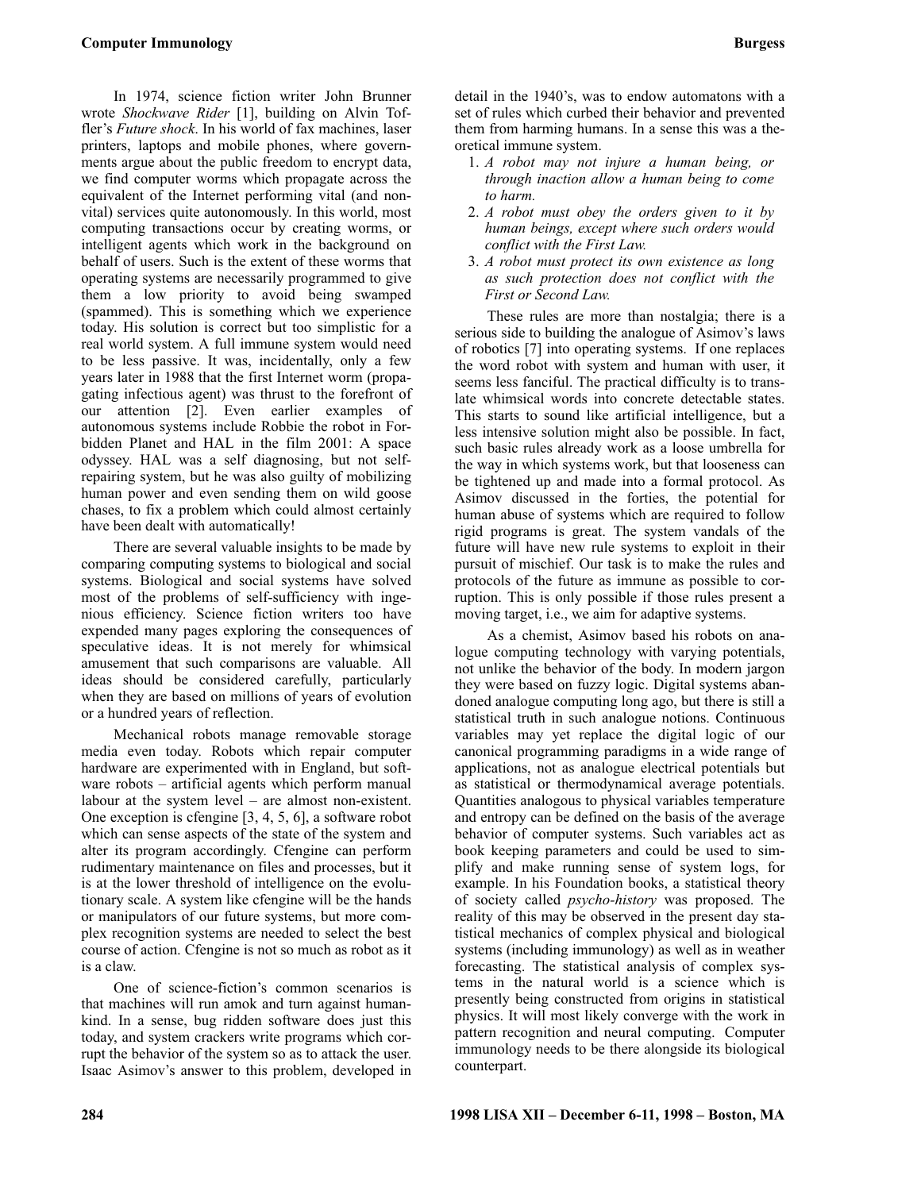In 1974, science fiction writer John Brunner wrote *Shockwave Rider* [1], building on Alvin Toffler's *Future shock*. In his world of fax machines, laser printers, laptops and mobile phones, where governments argue about the public freedom to encrypt data, we find computer worms which propagate across the equivalent of the Internet performing vital (and non-vital) services quite autonomously. In this world, most computing transactions occur by creating worms, or intelligent agents which work in the background on behalf of users. Such is the extent of these worms that operating systems are necessarily programmed to give them a low priority to avoid being swamped (spammed). This is something which we experience today. His solution is correct but too simplistic for a real world system. A full immune system would need to be less passive. It was, incidentally, only a few years later in 1988 that the first Internet worm (propagating infectious agent) was thrust to the forefront of our attention [2]. Even earlier examples of autonomous systems include Robbie the robot in Forbidden Planet and HAL in the film 2001: A space odyssey. HAL was a self diagnosing, but not self-repairing system, but he was also guilty of mobilizing human power and even sending them on wild goose chases, to fix a problem which could almost certainly have been dealt with automatically!

There are several valuable insights to be made by comparing computing systems to biological and social systems. Biological and social systems have solved most of the problems of self-sufficiency with ingenious efficiency. Science fiction writers too have expended many pages exploring the consequences of speculative ideas. It is not merely for whimsical amusement that such comparisons are valuable. All ideas should be considered carefully, particularly when they are based on millions of years of evolution or a hundred years of reflection.

Mechanical robots manage removable storage media even today. Robots which repair computer hardware are experimented with in England, but software robots – artificial agents which perform manual labour at the system level – are almost non-existent. One exception is cfengine [3, 4, 5, 6], a software robot which can sense aspects of the state of the system and alter its program accordingly. Cfengine can perform rudimentary maintenance on files and processes, but it is at the lower threshold of intelligence on the evolutionary scale. A system like cfengine will be the hands or manipulators of our future systems, but more complex recognition systems are needed to select the best course of action. Cfengine is not so much as robot as it is a claw.

One of science-fiction's common scenarios is that machines will run amok and turn against humankind. In a sense, bug ridden software does just this today, and system crackers write programs which corrupt the behavior of the system so as to attack the user. Isaac Asimov's answer to this problem, developed in detail in the 1940's, was to endow automatons with a set of rules which curbed their behavior and prevented them from harming humans. In a sense this was a theoretical immune system.

1. *A robot may not injure a human being, or through inaction allow a human being to come to harm.*
2. *A robot must obey the orders given to it by human beings, except where such orders would conflict with the First Law.*
3. *A robot must protect its own existence as long as such protection does not conflict with the First or Second Law.*

These rules are more than nostalgia; there is a serious side to building the analogue of Asimov's laws of robotics [7] into operating systems. If one replaces the word robot with system and human with user, it seems less fanciful. The practical difficulty is to translate whimsical words into concrete detectable states. This starts to sound like artificial intelligence, but a less intensive solution might also be possible. In fact, such basic rules already work as a loose umbrella for the way in which systems work, but that looseness can be tightened up and made into a formal protocol. As Asimov discussed in the forties, the potential for human abuse of systems which are required to follow rigid programs is great. The system vandals of the future will have new rule systems to exploit in their pursuit of mischief. Our task is to make the rules and protocols of the future as immune as possible to corruption. This is only possible if those rules present a moving target, i.e., we aim for adaptive systems.

As a chemist, Asimov based his robots on analogue computing technology with varying potentials, not unlike the behavior of the body. In modern jargon they were based on fuzzy logic. Digital systems abandoned analogue computing long ago, but there is still a statistical truth in such analogue notions. Continuous variables may yet replace the digital logic of our canonical programming paradigms in a wide range of applications, not as analogue electrical potentials but as statistical or thermodynamical average potentials. Quantities analogous to physical variables temperature and entropy can be defined on the basis of the average behavior of computer systems. Such variables act as book keeping parameters and could be used to simplify and make running sense of system logs, for example. In his Foundation books, a statistical theory of society called *psycho-history* was proposed. The reality of this may be observed in the present day statistical mechanics of complex physical and biological systems (including immunology) as well as in weather forecasting. The statistical analysis of complex systems in the natural world is a science which is presently being constructed from origins in statistical physics. It will most likely converge with the work in pattern recognition and neural computing. Computer immunology needs to be there alongside its biological counterpart.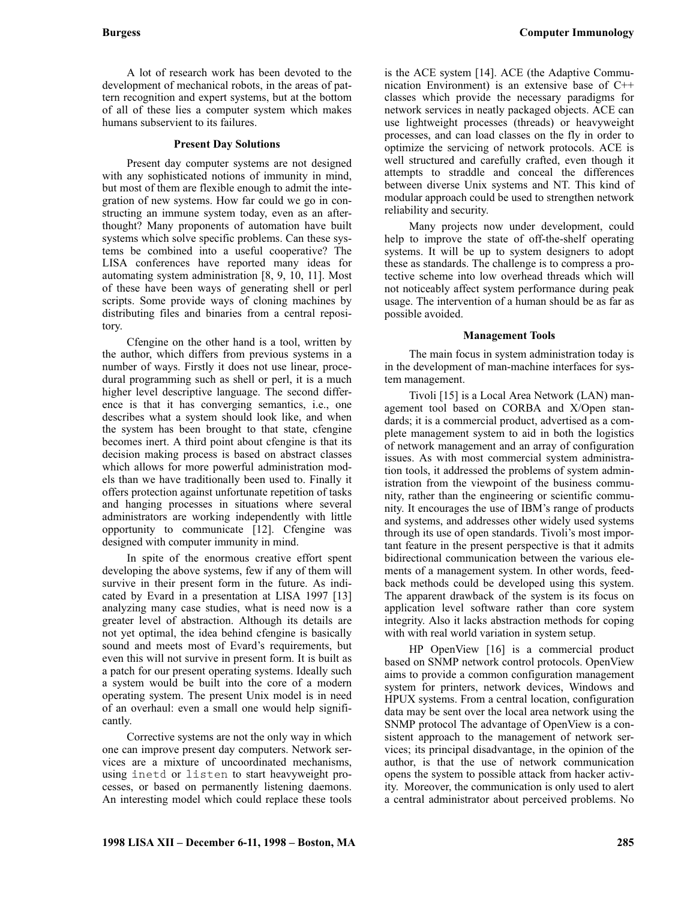A lot of research work has been devoted to the development of mechanical robots, in the areas of pattern recognition and expert systems, but at the bottom of all of these lies a computer system which makes humans subservient to its failures.

### Present Day Solutions

Present day computer systems are not designed with any sophisticated notions of immunity in mind, but most of them are flexible enough to admit the integration of new systems. How far could we go in constructing an immune system today, even as an afterthought? Many proponents of automation have built systems which solve specific problems. Can these systems be combined into a useful cooperative? The LISA conferences have reported many ideas for automating system administration [8, 9, 10, 11]. Most of these have been ways of generating shell or perl scripts. Some provide ways of cloning machines by distributing files and binaries from a central repository.

Cfengine on the other hand is a tool, written by the author, which differs from previous systems in a number of ways. Firstly it does not use linear, procedural programming such as shell or perl, it is a much higher level descriptive language. The second difference is that it has converging semantics, i.e., one describes what a system should look like, and when the system has been brought to that state, cfengine becomes inert. A third point about cfengine is that its decision making process is based on abstract classes which allows for more powerful administration models than we have traditionally been used to. Finally it offers protection against unfortunate repetition of tasks and hanging processes in situations where several administrators are working independently with little opportunity to communicate [12]. Cfengine was designed with computer immunity in mind.

In spite of the enormous creative effort spent developing the above systems, few if any of them will survive in their present form in the future. As indicated by Evard in a presentation at LISA 1997 [13] analyzing many case studies, what is need now is a greater level of abstraction. Although its details are not yet optimal, the idea behind cfengine is basically sound and meets most of Evard's requirements, but even this will not survive in present form. It is built as a patch for our present operating systems. Ideally such a system would be built into the core of a modern operating system. The present Unix model is in need of an overhaul: even a small one would help significantly.

Corrective systems are not the only way in which one can improve present day computers. Network services are a mixture of uncoordinated mechanisms, using `inetd` or `listen` to start heavyweight processes, or based on permanently listening daemons. An interesting model which could replace these tools is the ACE system [14]. ACE (the Adaptive Communication Environment) is an extensive base of C++ classes which provide the necessary paradigms for network services in neatly packaged objects. ACE can use lightweight processes (threads) or heavyweight processes, and can load classes on the fly in order to optimize the servicing of network protocols. ACE is well structured and carefully crafted, even though it attempts to straddle and conceal the differences between diverse Unix systems and NT. This kind of modular approach could be used to strengthen network reliability and security.

Many projects now under development, could help to improve the state of off-the-shelf operating systems. It will be up to system designers to adopt these as standards. The challenge is to compress a protective scheme into low overhead threads which will not noticeably affect system performance during peak usage. The intervention of a human should be as far as possible avoided.

### Management Tools

The main focus in system administration today is in the development of man-machine interfaces for system management.

Tivoli [15] is a Local Area Network (LAN) management tool based on CORBA and X/Open standards; it is a commercial product, advertised as a complete management system to aid in both the logistics of network management and an array of configuration issues. As with most commercial system administration tools, it addressed the problems of system administration from the viewpoint of the business community, rather than the engineering or scientific community. It encourages the use of IBM's range of products and systems, and addresses other widely used systems through its use of open standards. Tivoli's most important feature in the present perspective is that it admits bidirectional communication between the various elements of a management system. In other words, feedback methods could be developed using this system. The apparent drawback of the system is its focus on application level software rather than core system integrity. Also it lacks abstraction methods for coping with with real world variation in system setup.

HP OpenView [16] is a commercial product based on SNMP network control protocols. OpenView aims to provide a common configuration management system for printers, network devices, Windows and HPUX systems. From a central location, configuration data may be sent over the local area network using the SNMP protocol The advantage of OpenView is a consistent approach to the management of network services; its principal disadvantage, in the opinion of the author, is that the use of network communication opens the system to possible attack from hacker activity. Moreover, the communication is only used to alert a central administrator about perceived problems. No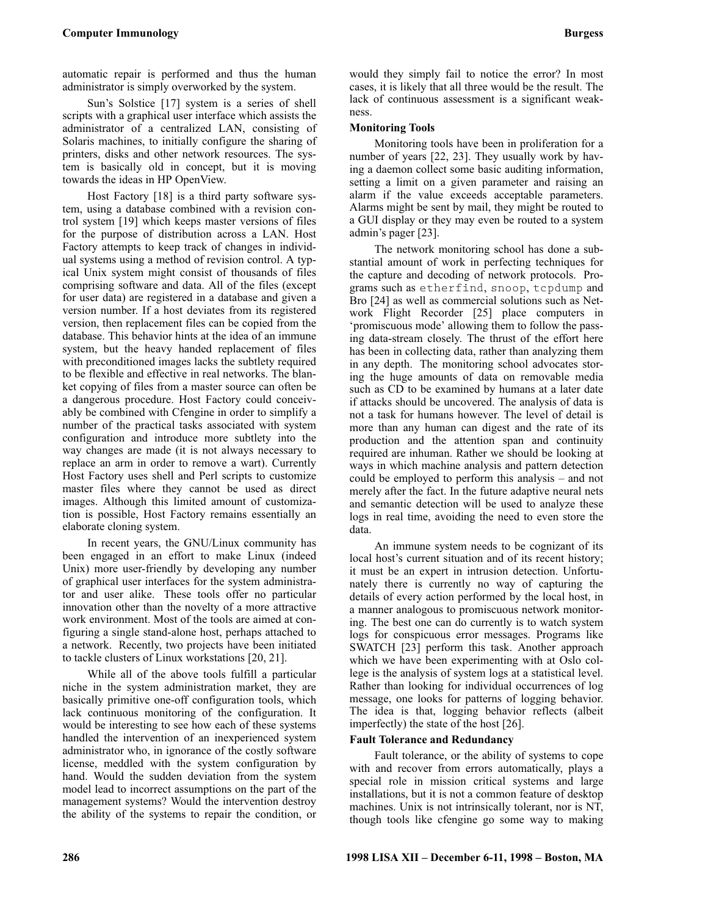automatic repair is performed and thus the human administrator is simply overworked by the system.

Sun's Solstice [17] system is a series of shell scripts with a graphical user interface which assists the administrator of a centralized LAN, consisting of Solaris machines, to initially configure the sharing of printers, disks and other network resources. The system is basically old in concept, but it is moving towards the ideas in HP OpenView.

Host Factory [18] is a third party software system, using a database combined with a revision control system [19] which keeps master versions of files for the purpose of distribution across a LAN. Host Factory attempts to keep track of changes in individual systems using a method of revision control. A typical Unix system might consist of thousands of files comprising software and data. All of the files (except for user data) are registered in a database and given a version number. If a host deviates from its registered version, then replacement files can be copied from the database. This behavior hints at the idea of an immune system, but the heavy handed replacement of files with preconditioned images lacks the subtlety required to be flexible and effective in real networks. The blanket copying of files from a master source can often be a dangerous procedure. Host Factory could conceivably be combined with Cfengine in order to simplify a number of the practical tasks associated with system configuration and introduce more subtlety into the way changes are made (it is not always necessary to replace an arm in order to remove a wart). Currently Host Factory uses shell and Perl scripts to customize master files where they cannot be used as direct images. Although this limited amount of customization is possible, Host Factory remains essentially an elaborate cloning system.

In recent years, the GNU/Linux community has been engaged in an effort to make Linux (indeed Unix) more user-friendly by developing any number of graphical user interfaces for the system administrator and user alike. These tools offer no particular innovation other than the novelty of a more attractive work environment. Most of the tools are aimed at configuring a single stand-alone host, perhaps attached to a network. Recently, two projects have been initiated to tackle clusters of Linux workstations [20, 21].

While all of the above tools fulfill a particular niche in the system administration market, they are basically primitive one-off configuration tools, which lack continuous monitoring of the configuration. It would be interesting to see how each of these systems handled the intervention of an inexperienced system administrator who, in ignorance of the costly software license, meddled with the system configuration by hand. Would the sudden deviation from the system model lead to incorrect assumptions on the part of the management systems? Would the intervention destroy the ability of the systems to repair the condition, or would they simply fail to notice the error? In most cases, it is likely that all three would be the result. The lack of continuous assessment is a significant weakness.

**Monitoring Tools**

Monitoring tools have been in proliferation for a number of years [22, 23]. They usually work by having a daemon collect some basic auditing information, setting a limit on a given parameter and raising an alarm if the value exceeds acceptable parameters. Alarms might be sent by mail, they might be routed to a GUI display or they may even be routed to a system admin's pager [23].

The network monitoring school has done a substantial amount of work in perfecting techniques for the capture and decoding of network protocols. Programs such as `etherfind`, `snoop`, `tcpdump` and Bro [24] as well as commercial solutions such as Network Flight Recorder [25] place computers in 'promiscuous mode' allowing them to follow the passing data-stream closely. The thrust of the effort here has been in collecting data, rather than analyzing them in any depth. The monitoring school advocates storing the huge amounts of data on removable media such as CD to be examined by humans at a later date if attacks should be uncovered. The analysis of data is not a task for humans however. The level of detail is more than any human can digest and the rate of its production and the attention span and continuity required are inhuman. Rather we should be looking at ways in which machine analysis and pattern detection could be employed to perform this analysis – and not merely after the fact. In the future adaptive neural nets and semantic detection will be used to analyze these logs in real time, avoiding the need to even store the data.

An immune system needs to be cognizant of its local host's current situation and of its recent history; it must be an expert in intrusion detection. Unfortunately there is currently no way of capturing the details of every action performed by the local host, in a manner analogous to promiscuous network monitoring. The best one can do currently is to watch system logs for conspicuous error messages. Programs like SWATCH [23] perform this task. Another approach which we have been experimenting with at Oslo college is the analysis of system logs at a statistical level. Rather than looking for individual occurrences of log message, one looks for patterns of logging behavior. The idea is that, logging behavior reflects (albeit imperfectly) the state of the host [26].

**Fault Tolerance and Redundancy**

Fault tolerance, or the ability of systems to cope with and recover from errors automatically, plays a special role in mission critical systems and large installations, but it is not a common feature of desktop machines. Unix is not intrinsically tolerant, nor is NT, though tools like cfengine go some way to making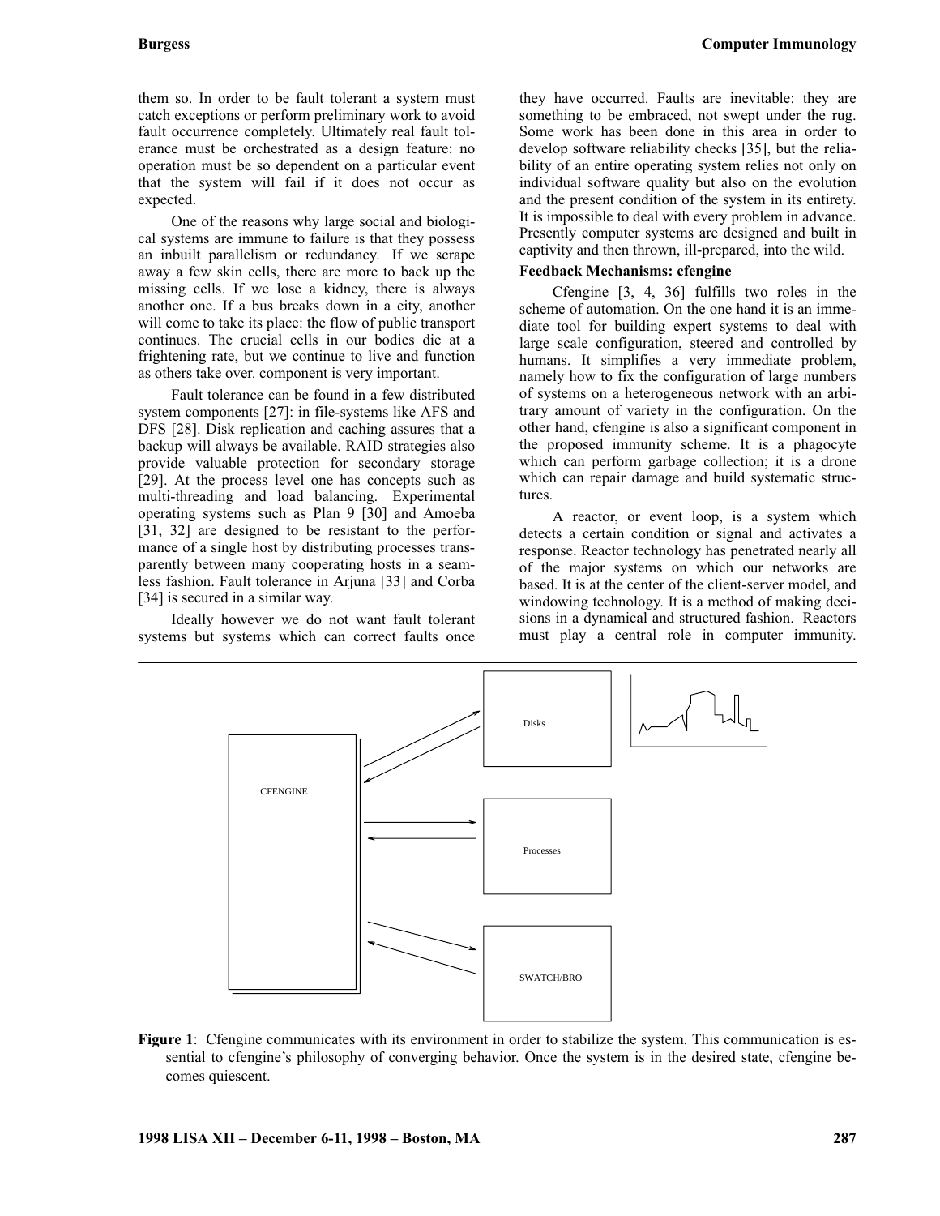them so. In order to be fault tolerant a system must catch exceptions or perform preliminary work to avoid fault occurrence completely. Ultimately real fault tolerance must be orchestrated as a design feature: no operation must be so dependent on a particular event that the system will fail if it does not occur as expected.

One of the reasons why large social and biological systems are immune to failure is that they possess an inbuilt parallelism or redundancy. If we scrape away a few skin cells, there are more to back up the missing cells. If we lose a kidney, there is always another one. If a bus breaks down in a city, another will come to take its place: the flow of public transport continues. The crucial cells in our bodies die at a frightening rate, but we continue to live and function as others take over. component is very important.

Fault tolerance can be found in a few distributed system components [27]: in file-systems like AFS and DFS [28]. Disk replication and caching assures that a backup will always be available. RAID strategies also provide valuable protection for secondary storage [29]. At the process level one has concepts such as multi-threading and load balancing. Experimental operating systems such as Plan 9 [30] and Amoeba [31, 32] are designed to be resistant to the performance of a single host by distributing processes transparently between many cooperating hosts in a seamless fashion. Fault tolerance in Arjuna [33] and Corba [34] is secured in a similar way.

Ideally however we do not want fault tolerant systems but systems which can correct faults once they have occurred. Faults are inevitable: they are something to be embraced, not swept under the rug. Some work has been done in this area in order to develop software reliability checks [35], but the reliability of an entire operating system relies not only on individual software quality but also on the evolution and the present condition of the system in its entirety. It is impossible to deal with every problem in advance. Presently computer systems are designed and built in captivity and then thrown, ill-prepared, into the wild.

### Feedback Mechanisms: cfengine

Cfengine [3, 4, 36] fulfills two roles in the scheme of automation. On the one hand it is an immediate tool for building expert systems to deal with large scale configuration, steered and controlled by humans. It simplifies a very immediate problem, namely how to fix the configuration of large numbers of systems on a heterogeneous network with an arbitrary amount of variety in the configuration. On the other hand, cfengine is also a significant component in the proposed immunity scheme. It is a phagocyte which can perform garbage collection; it is a drone which can repair damage and build systematic structures.

A reactor, or event loop, is a system which detects a certain condition or signal and activates a response. Reactor technology has penetrated nearly all of the major systems on which our networks are based. It is at the center of the client-server model, and windowing technology. It is a method of making decisions in a dynamical and structured fashion. Reactors must play a central role in computer immunity.

**Figure 1**: Cfengine communicates with its environment in order to stabilize the system. This communication is essential to cfengine's philosophy of converging behavior. Once the system is in the desired state, cfengine becomes quiescent.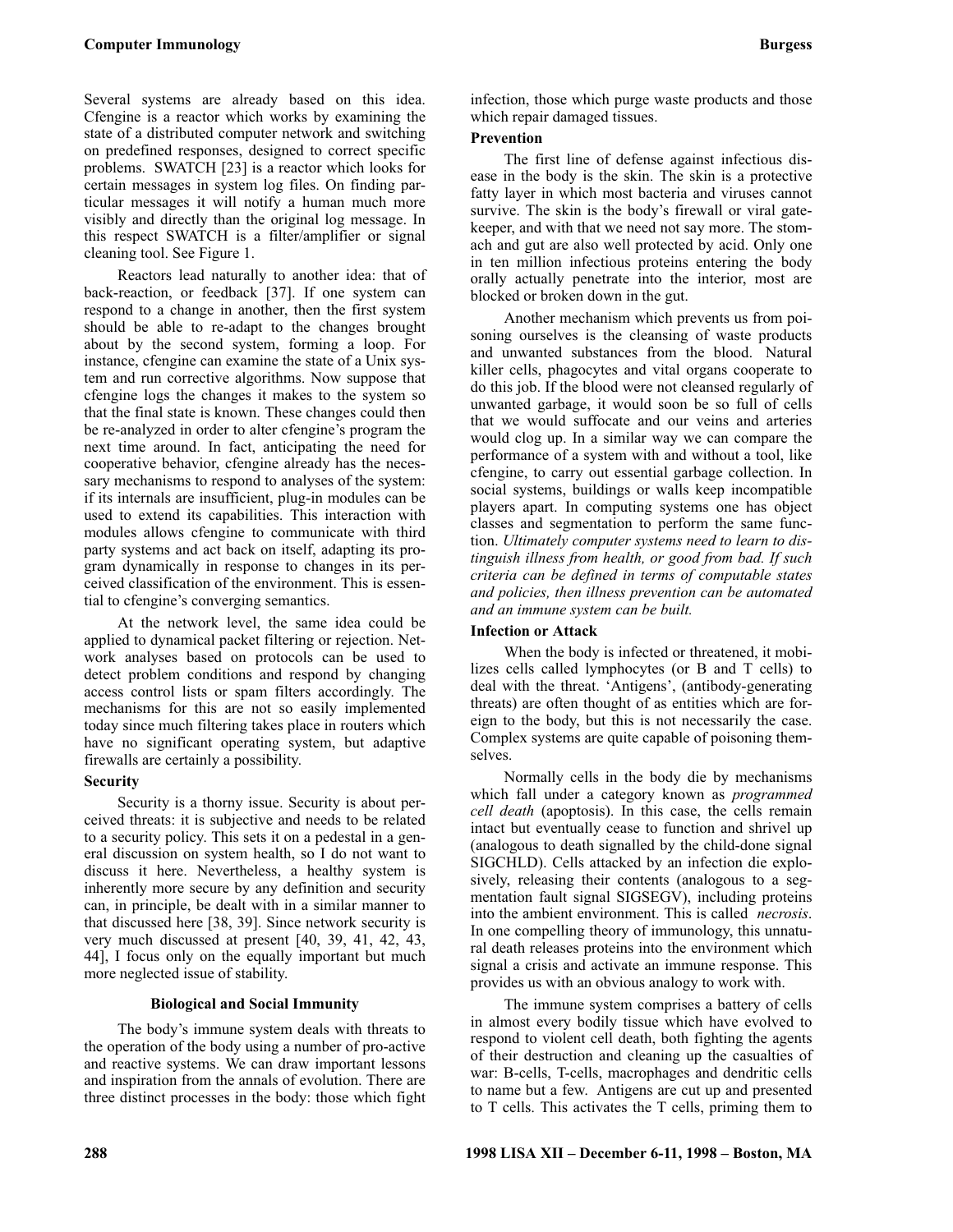Several systems are already based on this idea. Cfengine is a reactor which works by examining the state of a distributed computer network and switching on predefined responses, designed to correct specific problems. SWATCH [23] is a reactor which looks for certain messages in system log files. On finding particular messages it will notify a human much more visibly and directly than the original log message. In this respect SWATCH is a filter/amplifier or signal cleaning tool. See Figure 1.

Reactors lead naturally to another idea: that of back-reaction, or feedback [37]. If one system can respond to a change in another, then the first system should be able to re-adapt to the changes brought about by the second system, forming a loop. For instance, cfengine can examine the state of a Unix system and run corrective algorithms. Now suppose that cfengine logs the changes it makes to the system so that the final state is known. These changes could then be re-analyzed in order to alter cfengine's program the next time around. In fact, anticipating the need for cooperative behavior, cfengine already has the necessary mechanisms to respond to analyses of the system: if its internals are insufficient, plug-in modules can be used to extend its capabilities. This interaction with modules allows cfengine to communicate with third party systems and act back on itself, adapting its program dynamically in response to changes in its perceived classification of the environment. This is essential to cfengine's converging semantics.

At the network level, the same idea could be applied to dynamical packet filtering or rejection. Network analyses based on protocols can be used to detect problem conditions and respond by changing access control lists or spam filters accordingly. The mechanisms for this are not so easily implemented today since much filtering takes place in routers which have no significant operating system, but adaptive firewalls are certainly a possibility.

### Security

Security is a thorny issue. Security is about perceived threats: it is subjective and needs to be related to a security policy. This sets it on a pedestal in a general discussion on system health, so I do not want to discuss it here. Nevertheless, a healthy system is inherently more secure by any definition and security can, in principle, be dealt with in a similar manner to that discussed here [38, 39]. Since network security is very much discussed at present [40, 39, 41, 42, 43, 44], I focus only on the equally important but much more neglected issue of stability.

## Biological and Social Immunity

The body's immune system deals with threats to the operation of the body using a number of pro-active and reactive systems. We can draw important lessons and inspiration from the annals of evolution. There are three distinct processes in the body: those which fight infection, those which purge waste products and those which repair damaged tissues.

### Prevention

The first line of defense against infectious disease in the body is the skin. The skin is a protective fatty layer in which most bacteria and viruses cannot survive. The skin is the body's firewall or viral gatekeeper, and with that we need not say more. The stomach and gut are also well protected by acid. Only one in ten million infectious proteins entering the body orally actually penetrate into the interior, most are blocked or broken down in the gut.

Another mechanism which prevents us from poisoning ourselves is the cleansing of waste products and unwanted substances from the blood. Natural killer cells, phagocytes and vital organs cooperate to do this job. If the blood were not cleansed regularly of unwanted garbage, it would soon be so full of cells that we would suffocate and our veins and arteries would clog up. In a similar way we can compare the performance of a system with and without a tool, like cfengine, to carry out essential garbage collection. In social systems, buildings or walls keep incompatible players apart. In computing systems one has object classes and segmentation to perform the same function. *Ultimately computer systems need to learn to distinguish illness from health, or good from bad. If such criteria can be defined in terms of computable states and policies, then illness prevention can be automated and an immune system can be built.*

### Infection or Attack

When the body is infected or threatened, it mobilizes cells called lymphocytes (or B and T cells) to deal with the threat. 'Antigens', (antibody-generating threats) are often thought of as entities which are foreign to the body, but this is not necessarily the case. Complex systems are quite capable of poisoning themselves.

Normally cells in the body die by mechanisms which fall under a category known as *programmed cell death* (apoptosis). In this case, the cells remain intact but eventually cease to function and shrivel up (analogous to death signalled by the child-done signal SIGCHLD). Cells attacked by an infection die explosively, releasing their contents (analogous to a segmentation fault signal SIGSEGV), including proteins into the ambient environment. This is called *necrosis*. In one compelling theory of immunology, this unnatural death releases proteins into the environment which signal a crisis and activate an immune response. This provides us with an obvious analogy to work with.

The immune system comprises a battery of cells in almost every bodily tissue which have evolved to respond to violent cell death, both fighting the agents of their destruction and cleaning up the casualties of war: B-cells, T-cells, macrophages and dendritic cells to name but a few. Antigens are cut up and presented to T cells. This activates the T cells, priming them to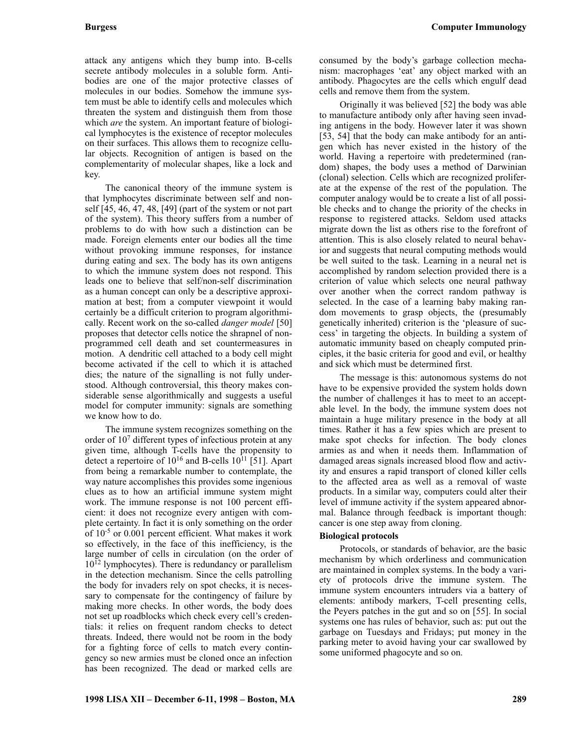attack any antigens which they bump into. B-cells secrete antibody molecules in a soluble form. Antibodies are one of the major protective classes of molecules in our bodies. Somehow the immune system must be able to identify cells and molecules which threaten the system and distinguish them from those which *are* the system. An important feature of biological lymphocytes is the existence of receptor molecules on their surfaces. This allows them to recognize cellular objects. Recognition of antigen is based on the complementarity of molecular shapes, like a lock and key.

The canonical theory of the immune system is that lymphocytes discriminate between self and non-self [45, 46, 47, 48, [49] (part of the system or not part of the system). This theory suffers from a number of problems to do with how such a distinction can be made. Foreign elements enter our bodies all the time without provoking immune responses, for instance during eating and sex. The body has its own antigens to which the immune system does not respond. This leads one to believe that self/non-self discrimination as a human concept can only be a descriptive approximation at best; from a computer viewpoint it would certainly be a difficult criterion to program algorithmically. Recent work on the so-called *danger model* [50] proposes that detector cells notice the shrapnel of non-programmed cell death and set countermeasures in motion. A dendritic cell attached to a body cell might become activated if the cell to which it is attached dies; the nature of the signalling is not fully understood. Although controversial, this theory makes considerable sense algorithmically and suggests a useful model for computer immunity: signals are something we know how to do.

The immune system recognizes something on the order of $10^7$ different types of infectious protein at any given time, although T-cells have the propensity to detect a repertoire of $10^{16}$ and B-cells $10^{11}$ [51]. Apart from being a remarkable number to contemplate, the way nature accomplishes this provides some ingenious clues as to how an artificial immune system might work. The immune response is not 100 percent efficient: it does not recognize every antigen with complete certainty. In fact it is only something on the order of $10^{-5}$ or 0.001 percent efficient. What makes it work so effectively, in the face of this inefficiency, is the large number of cells in circulation (on the order of $10^{12}$ lymphocytes). There is redundancy or parallelism in the detection mechanism. Since the cells patrolling the body for invaders rely on spot checks, it is necessary to compensate for the contingency of failure by making more checks. In other words, the body does not set up roadblocks which check every cell's credentials: it relies on frequent random checks to detect threats. Indeed, there would not be room in the body for a fighting force of cells to match every contingency so new armies must be cloned once an infection has been recognized. The dead or marked cells are consumed by the body's garbage collection mechanism: macrophages 'eat' any object marked with an antibody. Phagocytes are the cells which engulf dead cells and remove them from the system.

Originally it was believed [52] the body was able to manufacture antibody only after having seen invading antigens in the body. However later it was shown [53, 54] that the body can make antibody for an antigen which has never existed in the history of the world. Having a repertoire with predetermined (random) shapes, the body uses a method of Darwinian (clonal) selection. Cells which are recognized proliferate at the expense of the rest of the population. The computer analogy would be to create a list of all possible checks and to change the priority of the checks in response to registered attacks. Seldom used attacks migrate down the list as others rise to the forefront of attention. This is also closely related to neural behavior and suggests that neural computing methods would be well suited to the task. Learning in a neural net is accomplished by random selection provided there is a criterion of value which selects one neural pathway over another when the correct random pathway is selected. In the case of a learning baby making random movements to grasp objects, the (presumably genetically inherited) criterion is the 'pleasure of success' in targeting the objects. In building a system of automatic immunity based on cheaply computed principles, it the basic criteria for good and evil, or healthy and sick which must be determined first.

The message is this: autonomous systems do not have to be expensive provided the system holds down the number of challenges it has to meet to an acceptable level. In the body, the immune system does not maintain a huge military presence in the body at all times. Rather it has a few spies which are present to make spot checks for infection. The body clones armies as and when it needs them. Inflammation of damaged areas signals increased blood flow and activity and ensures a rapid transport of cloned killer cells to the affected area as well as a removal of waste products. In a similar way, computers could alter their level of immune activity if the system appeared abnormal. Balance through feedback is important though: cancer is one step away from cloning.

### Biological protocols

Protocols, or standards of behavior, are the basic mechanism by which orderliness and communication are maintained in complex systems. In the body a variety of protocols drive the immune system. The immune system encounters intruders via a battery of elements: antibody markers, T-cell presenting cells, the Peyers patches in the gut and so on [55]. In social systems one has rules of behavior, such as: put out the garbage on Tuesdays and Fridays; put money in the parking meter to avoid having your car swallowed by some uniformed phagocyte and so on.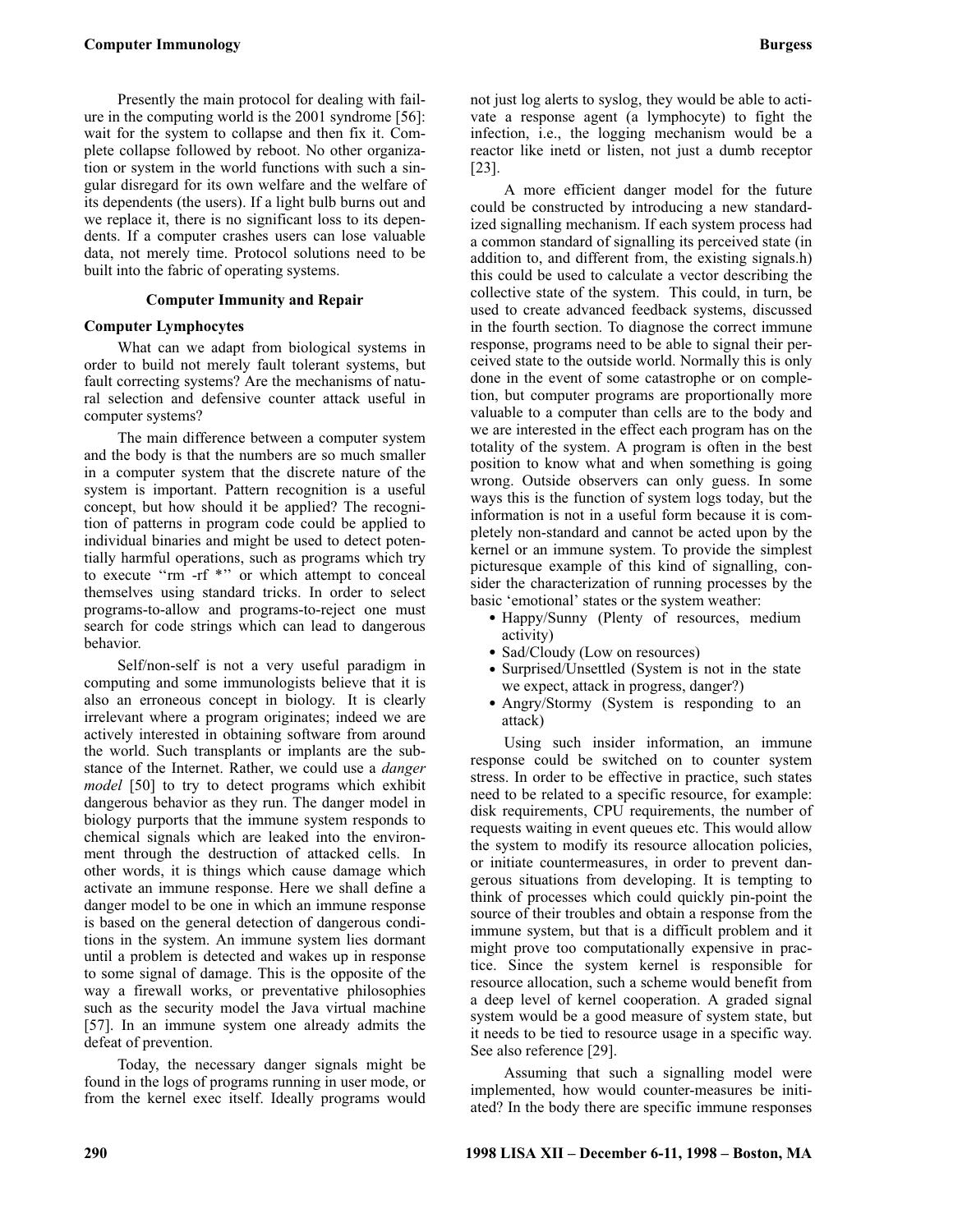Presently the main protocol for dealing with failure in the computing world is the 2001 syndrome [56]: wait for the system to collapse and then fix it. Complete collapse followed by reboot. No other organization or system in the world functions with such a singular disregard for its own welfare and the welfare of its dependents (the users). If a light bulb burns out and we replace it, there is no significant loss to its dependents. If a computer crashes users can lose valuable data, not merely time. Protocol solutions need to be built into the fabric of operating systems.

## Computer Immunity and Repair

### Computer Lymphocytes

What can we adapt from biological systems in order to build not merely fault tolerant systems, but fault correcting systems? Are the mechanisms of natural selection and defensive counter attack useful in computer systems?

The main difference between a computer system and the body is that the numbers are so much smaller in a computer system that the discrete nature of the system is important. Pattern recognition is a useful concept, but how should it be applied? The recognition of patterns in program code could be applied to individual binaries and might be used to detect potentially harmful operations, such as programs which try to execute ''rm -rf *'' or which attempt to conceal themselves using standard tricks. In order to select programs-to-allow and programs-to-reject one must search for code strings which can lead to dangerous behavior.

Self/non-self is not a very useful paradigm in computing and some immunologists believe that it is also an erroneous concept in biology. It is clearly irrelevant where a program originates; indeed we are actively interested in obtaining software from around the world. Such transplants or implants are the substance of the Internet. Rather, we could use a *danger model* [50] to try to detect programs which exhibit dangerous behavior as they run. The danger model in biology purports that the immune system responds to chemical signals which are leaked into the environment through the destruction of attacked cells. In other words, it is things which cause damage which activate an immune response. Here we shall define a danger model to be one in which an immune response is based on the general detection of dangerous conditions in the system. An immune system lies dormant until a problem is detected and wakes up in response to some signal of damage. This is the opposite of the way a firewall works, or preventative philosophies such as the security model the Java virtual machine [57]. In an immune system one already admits the defeat of prevention.

Today, the necessary danger signals might be found in the logs of programs running in user mode, or from the kernel exec itself. Ideally programs would not just log alerts to syslog, they would be able to activate a response agent (a lymphocyte) to fight the infection, i.e., the logging mechanism would be a reactor like inetd or listen, not just a dumb receptor [23].

A more efficient danger model for the future could be constructed by introducing a new standardized signalling mechanism. If each system process had a common standard of signalling its perceived state (in addition to, and different from, the existing signals.h) this could be used to calculate a vector describing the collective state of the system. This could, in turn, be used to create advanced feedback systems, discussed in the fourth section. To diagnose the correct immune response, programs need to be able to signal their perceived state to the outside world. Normally this is only done in the event of some catastrophe or on completion, but computer programs are proportionally more valuable to a computer than cells are to the body and we are interested in the effect each program has on the totality of the system. A program is often in the best position to know what and when something is going wrong. Outside observers can only guess. In some ways this is the function of system logs today, but the information is not in a useful form because it is completely non-standard and cannot be acted upon by the kernel or an immune system. To provide the simplest picturesque example of this kind of signalling, consider the characterization of running processes by the basic 'emotional' states or the system weather:

- Happy/Sunny (Plenty of resources, medium activity)
- Sad/Cloudy (Low on resources)
- Surprised/Unsettled (System is not in the state we expect, attack in progress, danger?)
- Angry/Stormy (System is responding to an attack)

Using such insider information, an immune response could be switched on to counter system stress. In order to be effective in practice, such states need to be related to a specific resource, for example: disk requirements, CPU requirements, the number of requests waiting in event queues etc. This would allow the system to modify its resource allocation policies, or initiate countermeasures, in order to prevent dangerous situations from developing. It is tempting to think of processes which could quickly pin-point the source of their troubles and obtain a response from the immune system, but that is a difficult problem and it might prove too computationally expensive in practice. Since the system kernel is responsible for resource allocation, such a scheme would benefit from a deep level of kernel cooperation. A graded signal system would be a good measure of system state, but it needs to be tied to resource usage in a specific way. See also reference [29].

Assuming that such a signalling model were implemented, how would counter-measures be initiated? In the body there are specific immune responses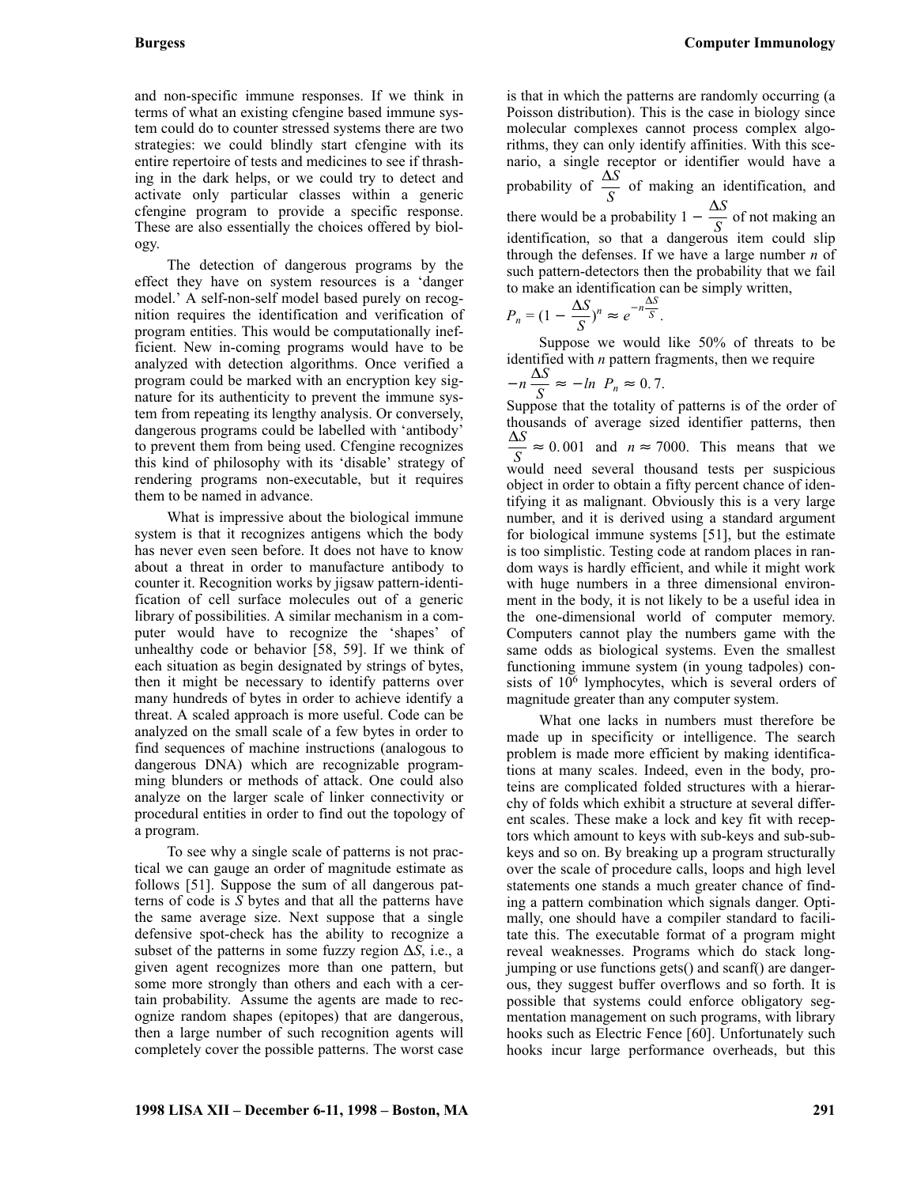and non-specific immune responses. If we think in terms of what an existing cfengine based immune system could do to counter stressed systems there are two strategies: we could blindly start cfengine with its entire repertoire of tests and medicines to see if thrashing in the dark helps, or we could try to detect and activate only particular classes within a generic cfengine program to provide a specific response. These are also essentially the choices offered by biology.

The detection of dangerous programs by the effect they have on system resources is a 'danger model.' A self-non-self model based purely on recognition requires the identification and verification of program entities. This would be computationally inefficient. New in-coming programs would have to be analyzed with detection algorithms. Once verified a program could be marked with an encryption key signature for its authenticity to prevent the immune system from repeating its lengthy analysis. Or conversely, dangerous programs could be labelled with 'antibody' to prevent them from being used. Cfengine recognizes this kind of philosophy with its 'disable' strategy of rendering programs non-executable, but it requires them to be named in advance.

What is impressive about the biological immune system is that it recognizes antigens which the body has never even seen before. It does not have to know about a threat in order to manufacture antibody to counter it. Recognition works by jigsaw pattern-identification of cell surface molecuels out of a generic library of possibilities. A similar mechanism in a computer would have to recognize the 'shapes' of unhealthy code or behavior [58, 59]. If we think of each situation as begin designated by strings of bytes, then it might be necessary to identify patterns over many hundreds of bytes in order to achieve identify a threat. A scaled approach is more useful. Code can be analyzed on the small scale of a few bytes in order to find sequences of machine instructions (analogous to dangerous DNA) which are recognizable programming blunders or methods of attack. One could also analyze on the larger scale of linker connectivity or procedural entities in order to find out the topology of a program.

To see why a single scale of patterns is not practical we can gauge an order of magnitude estimate as follows [51]. Suppose the sum of all dangerous patterns of code is $S$ bytes and that all the patterns have the same average size. Next suppose that a single defensive spot-check has the ability to recognize a subset of the patterns in some fuzzy region $\Delta S$, i.e., a given agent recognizes more than one pattern, but some more strongly than others and each with a certain probability. Assume the agents are made to recognize random shapes (epitopes) that are dangerous, then a large number of such recognition agents will completely cover the possible patterns. The worst case is that in which the patterns are randomly occurring (a Poisson distribution). This is the case in biology since molecular complexes cannot process complex algorithms, they can only identify affinities. With this scenario, a single receptor or identifier would have a probability of $\frac{\Delta S}{S}$ of making an identification, and there would be a probability $1 - \frac{\Delta S}{S}$ of not making an identification, so that a dangerous item could slip through the defenses. If we have a large number $n$ of such pattern-detectors then the probability that we fail to make an identification can be simply written,

$$P_n = (1 - \frac{\Delta S}{S})^n \approx e^{-n\frac{\Delta S}{S}}.$$

Suppose we would like 50% of threats to be identified with $n$ pattern fragments, then we require

$$-n\frac{\Delta S}{S} \approx -ln\ P_n \approx 0.7.$$

Suppose that the totality of patterns is of the order of thousands of average sized identifier patterns, then $\frac{\Delta S}{S} \approx 0.001$ and $n \approx 7000$. This means that we would need several thousand tests per suspicious object in order to obtain a fifty percent chance of identifying it as malignant. Obviously this is a very large number, and it is derived using a standard argument for biological immune systems [51], but the estimate is too simplistic. Testing code at random places in random ways is hardly efficient, and while it might work with huge numbers in a three dimensional environment in the body, it is not likely to be a useful idea in the one-dimensional world of computer memory. Computers cannot play the numbers game with the same odds as biological systems. Even the smallest functioning immune system (in young tadpoles) consists of $10^6$ lymphocytes, which is several orders of magnitude greater than any computer system.

What one lacks in numbers must therefore be made up in specificity or intelligence. The search problem is made more efficient by making identifications at many scales. Indeed, even in the body, proteins are complicated folded structures with a hierarchy of folds which exhibit a structure at several different scales. These make a lock and key fit with receptors which amount to keys with sub-keys and sub-sub-keys and so on. By breaking up a program structurally over the scale of procedure calls, loops and high level statements one stands a much greater chance of finding a pattern combination which signals danger. Optimally, one should have a compiler standard to facilitate this. The executable format of a program might reveal weaknesses. Programs which do stack long-jumping or use functions gets() and scanf() are dangerous, they suggest buffer overflows and so forth. It is possible that systems could enforce obligatory segmentation management on such programs, with library hooks such as Electric Fence [60]. Unfortunately such hooks incur large performance overheads, but this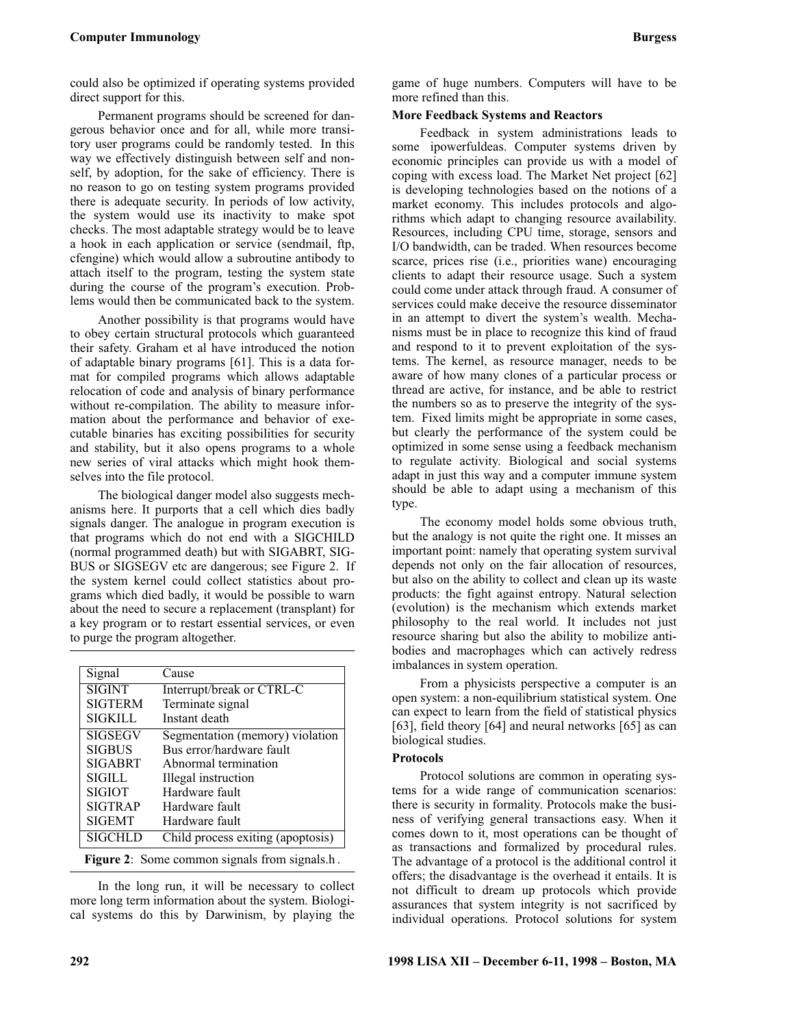could also be optimized if operating systems provided direct support for this.

Permanent programs should be screened for dangerous behavior once and for all, while more transitory user programs could be randomly tested. In this way we effectively distinguish between self and non-self, by adoption, for the sake of efficiency. There is no reason to go on testing system programs provided there is adequate security. In periods of low activity, the system would use its inactivity to make spot checks. The most adaptable strategy would be to leave a hook in each application or service (sendmail, ftp, cfengine) which would allow a subroutine antibody to attach itself to the program, testing the system state during the course of the program's execution. Problems would then be communicated back to the system.

Another possibility is that programs would have to obey certain structural protocols which guaranteed their safety. Graham et al have introduced the notion of adaptable binary programs [61]. This is a data format for compiled programs which allows adaptable relocation of code and analysis of binary performance without re-compilation. The ability to measure information about the performance and behavior of executable binaries has exciting possibilities for security and stability, but it also opens programs to a whole new series of viral attacks which might hook themselves into the file protocol.

The biological danger model also suggests mechanisms here. It purports that a cell which dies badly signals danger. The analogue in program execution is that programs which do not end with a SIGCHILD (normal programmed death) but with SIGABRT, SIGBUS or SIGSEGV etc are dangerous; see Figure 2. If the system kernel could collect statistics about programs which died badly, it would be possible to warn about the need to secure a replacement (transplant) for a key program or to restart essential services, or even to purge the program altogether.

| Signal | Cause |
|---|---|
| SIGINT | Interrupt/break or CTRL-C |
| SIGTERM | Terminate signal |
| SIGKILL | Instant death |
| SIGSEGV | Segmentation (memory) violation |
| SIGBUS | Bus error/hardware fault |
| SIGABRT | Abnormal termination |
| SIGILL | Illegal instruction |
| SIGIOT | Hardware fault |
| SIGTRAP | Hardware fault |
| SIGEMT | Hardware fault |
| SIGCHLD | Child process exiting (apoptosis) |

**Figure 2**: Some common signals from signals.h .

In the long run, it will be necessary to collect more long term information about the system. Biological systems do this by Darwinism, by playing the game of huge numbers. Computers will have to be more refined than this.

**More Feedback Systems and Reactors**

Feedback in system administrations leads to some ipowerfulideas. Computer systems driven by economic principles can provide us with a model of coping with excess load. The Market Net project [62] is developing technologies based on the notions of a market economy. This includes protocols and algorithms which adapt to changing resource availability. Resources, including CPU time, storage, sensors and I/O bandwidth, can be traded. When resources become scarce, prices rise (i.e., priorities wane) encouraging clients to adapt their resource usage. Such a system could come under attack through fraud. A consumer of services could make deceive the resource disseminator in an attempt to divert the system's wealth. Mechanisms must be in place to recognize this kind of fraud and respond to it to prevent exploitation of the systems. The kernel, as resource manager, needs to be aware of how many clones of a particular process or thread are active, for instance, and be able to restrict the numbers so as to preserve the integrity of the system. Fixed limits might be appropriate in some cases, but clearly the performance of the system could be optimized in some sense using a feedback mechanism to regulate activity. Biological and social systems adapt in just this way and a computer immune system should be able to adapt using a mechanism of this type.

The economy model holds some obvious truth, but the analogy is not quite the right one. It misses an important point: namely that operating system survival depends not only on the fair allocation of resources, but also on the ability to collect and clean up its waste products: the fight against entropy. Natural selection (evolution) is the mechanism which extends market philosophy to the real world. It includes not just resource sharing but also the ability to mobilize antibodies and macrophages which can actively redress imbalances in system operation.

From a physicists perspective a computer is an open system: a non-equilibrium statistical system. One can expect to learn from the field of statistical physics [63], field theory [64] and neural networks [65] as can biological studies.

**Protocols**

Protocol solutions are common in operating systems for a wide range of communication scenarios: there is security in formality. Protocols make the business of verifying general transactions easy. When it comes down to it, most operations can be thought of as transactions and formalized by procedural rules. The advantage of a protocol is the additional control it offers; the disadvantage is the overhead it entails. It is not difficult to dream up protocols which provide assurances that system integrity is not sacrificed by individual operations. Protocol solutions for system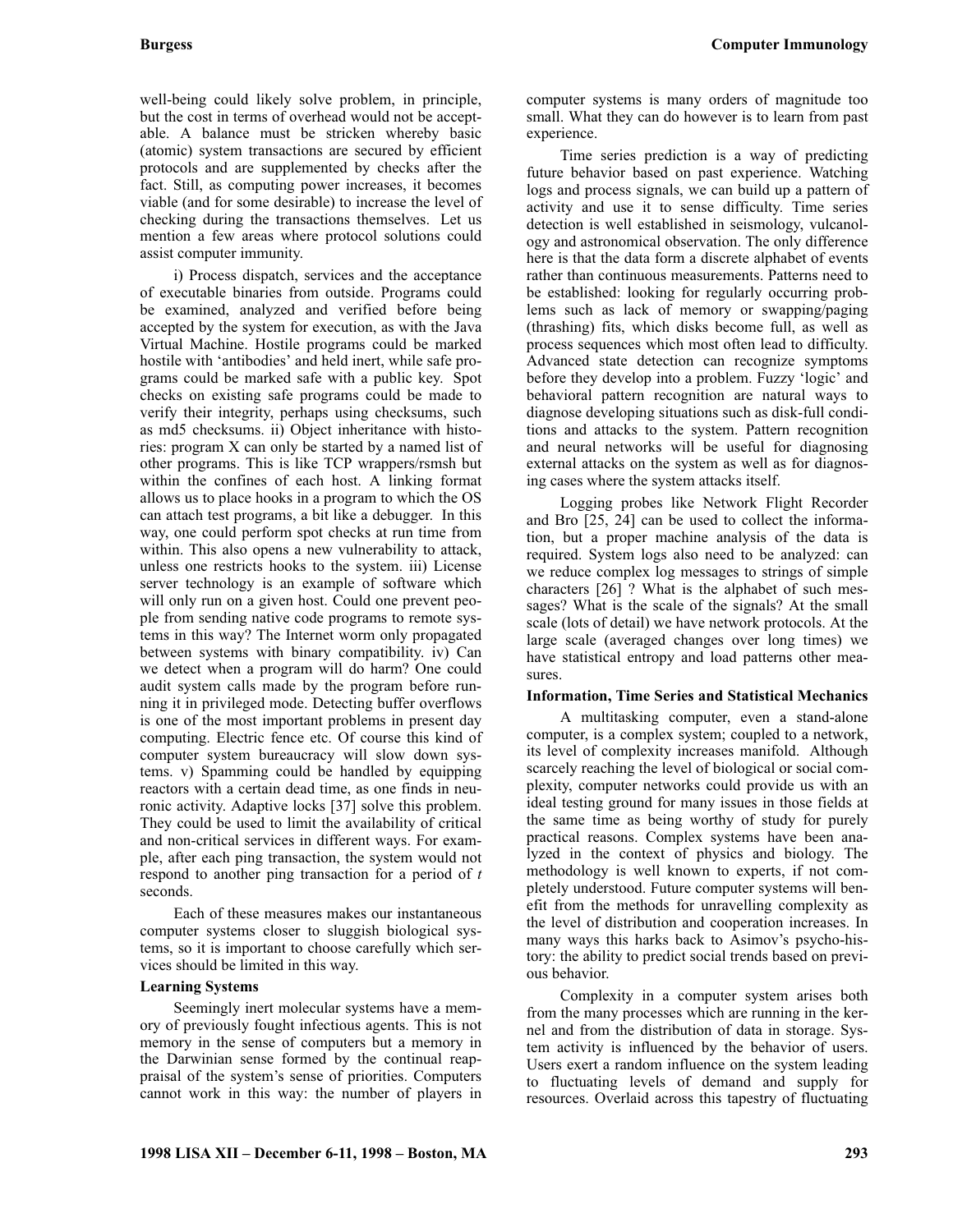well-being could likely solve problem, in principle, but the cost in terms of overhead would not be acceptable. A balance must be stricken whereby basic (atomic) system transactions are secured by efficient protocols and are supplemented by checks after the fact. Still, as computing power increases, it becomes viable (and for some desirable) to increase the level of checking during the transactions themselves. Let us mention a few areas where protocol solutions could assist computer immunity.

i) Process dispatch, services and the acceptance of executable binaries from outside. Programs could be examined, analyzed and verified before being accepted by the system for execution, as with the Java Virtual Machine. Hostile programs could be marked hostile with 'antibodies' and held inert, while safe programs could be marked safe with a public key. Spot checks on existing safe programs could be made to verify their integrity, perhaps using checksums, such as md5 checksums. ii) Object inheritance with histories: program X can only be started by a named list of other programs. This is like TCP wrappers/rsmsh but within the confines of each host. A linking format allows us to place hooks in a program to which the OS can attach test programs, a bit like a debugger. In this way, one could perform spot checks at run time from within. This also opens a new vulnerability to attack, unless one restricts hooks to the system. iii) License server technology is an example of software which will only run on a given host. Could one prevent people from sending native code programs to remote systems in this way? The Internet worm only propagated between systems with binary compatibility. iv) Can we detect when a program will do harm? One could audit system calls made by the program before running it in privileged mode. Detecting buffer overflows is one of the most important problems in present day computing. Electric fence etc. Of course this kind of computer system bureaucracy will slow down systems. v) Spamming could be handled by equipping reactors with a certain dead time, as one finds in neuronic activity. Adaptive locks [37] solve this problem. They could be used to limit the availability of critical and non-critical services in different ways. For example, after each ping transaction, the system would not respond to another ping transaction for a period of $t$ seconds.

Each of these measures makes our instantaneous computer systems closer to sluggish biological systems, so it is important to choose carefully which services should be limited in this way.

### Learning Systems

Seemingly inert molecular systems have a memory of previously fought infectious agents. This is not memory in the sense of computers but a memory in the Darwinian sense formed by the continual reappraisal of the system's sense of priorities. Computers cannot work in this way: the number of players in computer systems is many orders of magnitude too small. What they can do however is to learn from past experience.

Time series prediction is a way of predicting future behavior based on past experience. Watching logs and process signals, we can build up a pattern of activity and use it to sense difficulty. Time series detection is well established in seismology, vulcanology and astronomical observation. The only difference here is that the data form a discrete alphabet of events rather than continuous measurements. Patterns need to be established: looking for regularly occurring problems such as lack of memory or swapping/paging (thrashing) fits, which disks become full, as well as process sequences which most often lead to difficulty. Advanced state detection can recognize symptoms before they develop into a problem. Fuzzy 'logic' and behavioral pattern recognition are natural ways to diagnose developing situations such as disk-full conditions and attacks to the system. Pattern recognition and neural networks will be useful for diagnosing external attacks on the system as well as for diagnosing cases where the system attacks itself.

Logging probes like Network Flight Recorder and Bro [25, 24] can be used to collect the information, but a proper machine analysis of the data is required. System logs also need to be analyzed: can we reduce complex log messages to strings of simple characters [26] ? What is the alphabet of such messages? What is the scale of the signals? At the small scale (lots of detail) we have network protocols. At the large scale (averaged changes over long times) we have statistical entropy and load patterns other measures.

### Information, Time Series and Statistical Mechanics

A multitasking computer, even a stand-alone computer, is a complex system; coupled to a network, its level of complexity increases manifold. Although scarcely reaching the level of biological or social complexity, computer networks could provide us with an ideal testing ground for many issues in those fields at the same time as being worthy of study for purely practical reasons. Complex systems have been analyzed in the context of physics and biology. The methodology is well known to experts, if not completely understood. Future computer systems will benefit from the methods for unravelling complexity as the level of distribution and cooperation increases. In many ways this harks back to Asimov's psycho-history: the ability to predict social trends based on previous behavior.

Complexity in a computer system arises both from the many processes which are running in the kernel and from the distribution of data in storage. System activity is influenced by the behavior of users. Users exert a random influence on the system leading to fluctuating levels of demand and supply for resources. Overlaid across this tapestry of fluctuating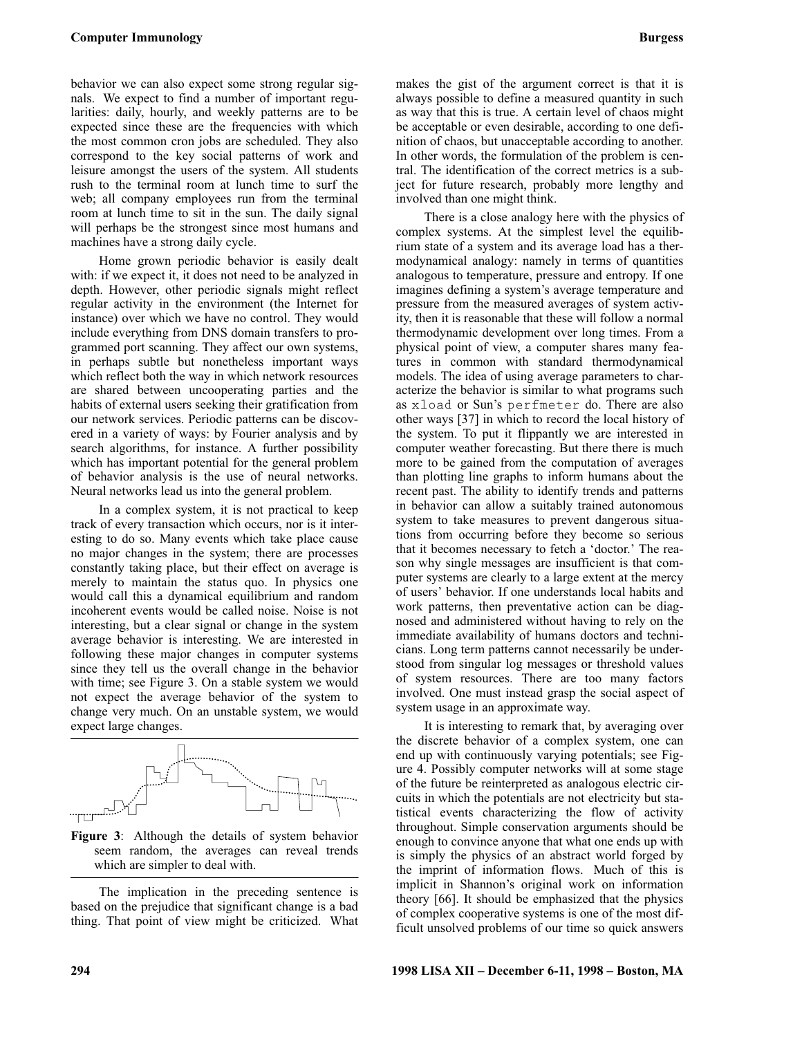behavior we can also expect some strong regular signals. We expect to find a number of important regularities: daily, hourly, and weekly patterns are to be expected since these are the frequencies with which the most common cron jobs are scheduled. They also correspond to the key social patterns of work and leisure amongst the users of the system. All students rush to the terminal room at lunch time to surf the web; all company employees run from the terminal room at lunch time to sit in the sun. The daily signal will perhaps be the strongest since most humans and machines have a strong daily cycle.

Home grown periodic behavior is easily dealt with: if we expect it, it does not need to be analyzed in depth. However, other periodic signals might reflect regular activity in the environment (the Internet for instance) over which we have no control. They would include everything from DNS domain transfers to programmed port scanning. They affect our own systems, in perhaps subtle but nonetheless important ways which reflect both the way in which network resources are shared between uncooperating parties and the habits of external users seeking their gratification from our network services. Periodic patterns can be discovered in a variety of ways: by Fourier analysis and by search algorithms, for instance. A further possibility which has important potential for the general problem of behavior analysis is the use of neural networks. Neural networks lead us into the general problem.

In a complex system, it is not practical to keep track of every transaction which occurs, nor is it interesting to do so. Many events which take place cause no major changes in the system; there are processes constantly taking place, but their effect on average is merely to maintain the status quo. In physics one would call this a dynamical equilibrium and random incoherent events would be called noise. Noise is not interesting, but a clear signal or change in the system average behavior is interesting. We are interested in following these major changes in computer systems since they tell us the overall change in the behavior with time; see Figure 3. On a stable system we would not expect the average behavior of the system to change very much. On an unstable system, we would expect large changes.

**Figure 3**: Although the details of system behavior seem random, the averages can reveal trends which are simpler to deal with.

The implication in the preceding sentence is based on the prejudice that significant change is a bad thing. That point of view might be criticized. What makes the gist of the argument correct is that it is always possible to define a measured quantity in such as way that this is true. A certain level of chaos might be acceptable or even desirable, according to one definition of chaos, but unacceptable according to another. In other words, the formulation of the problem is central. The identification of the correct metrics is a subject for future research, probably more lengthy and involved than one might think.

There is a close analogy here with the physics of complex systems. At the simplest level the equilibrium state of a system and its average load has a thermodynamical analogy: namely in terms of quantities analogous to temperature, pressure and entropy. If one imagines defining a system's average temperature and pressure from the measured averages of system activity, then it is reasonable that these will follow a normal thermodynamic development over long times. From a physical point of view, a computer shares many features in common with standard thermodynamical models. The idea of using average parameters to characterize the behavior is similar to what programs such as `xload` or Sun's `perfmeter` do. There are also other ways [37] in which to record the local history of the system. To put it flippantly we are interested in computer weather forecasting. But there there is much more to be gained from the computation of averages than plotting line graphs to inform humans about the recent past. The ability to identify trends and patterns in behavior can allow a suitably trained autonomous system to take measures to prevent dangerous situations from occurring before they become so serious that it becomes necessary to fetch a 'doctor.' The reason why single messages are insufficient is that computer systems are clearly to a large extent at the mercy of users' behavior. If one understands local habits and work patterns, then preventative action can be diagnosed and administered without having to rely on the immediate availability of humans doctors and technicians. Long term patterns cannot necessarily be understood from singular log messages or threshold values of system resources. There are too many factors involved. One must instead grasp the social aspect of system usage in an approximate way.

It is interesting to remark that, by averaging over the discrete behavior of a complex system, one can end up with continuously varying potentials; see Figure 4. Possibly computer networks will at some stage of the future be reinterpreted as analogous electric circuits in which the potentials are not electricity but statistical events characterizing the flow of activity throughout. Simple conservation arguments should be enough to convince anyone that what one ends up with is simply the physics of an abstract world forged by the imprint of information flows. Much of this is implicit in Shannon's original work on information theory [66]. It should be emphasized that the physics of complex cooperative systems is one of the most difficult unsolved problems of our time so quick answers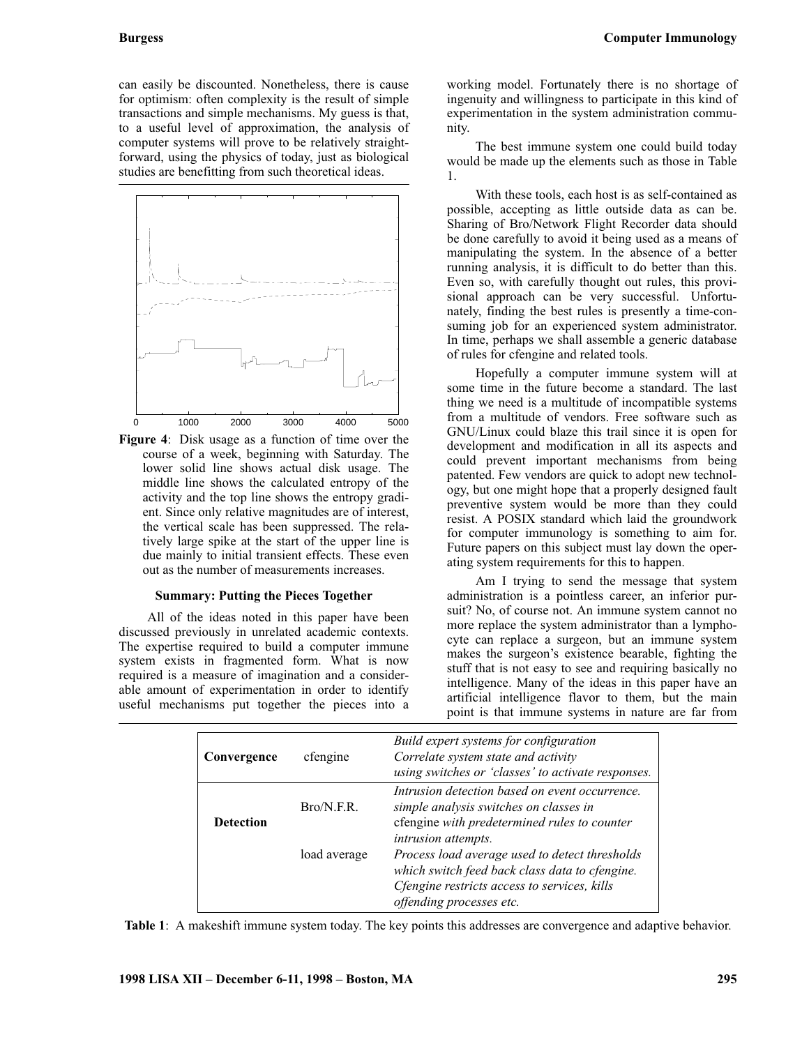can easily be discounted. Nonetheless, there is cause for optimism: often complexity is the result of simple transactions and simple mechanisms. My guess is that, to a useful level of approximation, the analysis of computer systems will prove to be relatively straightforward, using the physics of today, just as biological studies are benefitting from such theoretical ideas.

**Figure 4**: Disk usage as a function of time over the course of a week, beginning with Saturday. The lower solid line shows actual disk usage. The middle line shows the calculated entropy of the activity and the top line shows the entropy gradient. Since only relative magnitudes are of interest, the vertical scale has been suppressed. The relatively large spike at the start of the upper line is due mainly to initial transient effects. These even out as the number of measurements increases.

### Summary: Putting the Pieces Together

All of the ideas noted in this paper have been discussed previously in unrelated academic contexts. The expertise required to build a computer immune system exists in fragmented form. What is now required is a measure of imagination and a considerable amount of experimentation in order to identify useful mechanisms put together the pieces into a working model. Fortunately there is no shortage of ingenuity and willingness to participate in this kind of experimentation in the system administration community.

The best immune system one could build today would be made up the elements such as those in Table 1.

With these tools, each host is as self-contained as possible, accepting as little outside data as can be. Sharing of Bro/Network Flight Recorder data should be done carefully to avoid it being used as a means of manipulating the system. In the absence of a better running analysis, it is difficult to do better than this. Even so, with carefully thought out rules, this provisional approach can be very successful. Unfortunately, finding the best rules is presently a time-consuming job for an experienced system administrator. In time, perhaps we shall assemble a generic database of rules for cfengine and related tools.

Hopefully a computer immune system will at some time in the future become a standard. The last thing we need is a multitude of incompatible systems from a multitude of vendors. Free software such as GNU/Linux could blaze this trail since it is open for development and modification in all its aspects and could prevent important mechanisms from being patented. Few vendors are quick to adopt new technology, but one might hope that a properly designed fault preventive system would be more than they could resist. A POSIX standard which laid the groundwork for computer immunology is something to aim for. Future papers on this subject must lay down the operating system requirements for this to happen.

Am I trying to send the message that system administration is a pointless career, an inferior pursuit? No, of course not. An immune system cannot no more replace the system administrator than a lymphocyte can replace a surgeon, but an immune system makes the surgeon's existence bearable, fighting the stuff that is not easy to see and requiring basically no intelligence. Many of the ideas in this paper have an artificial intelligence flavor to them, but the main point is that immune systems in nature are far from

| | | |
|---|---|---|
| **Convergence** | cfengine | *Build expert systems for configuration Correlate system state and activity using switches or 'classes' to activate responses.* |
| **Detection** | Bro/N.F.R. | *Intrusion detection based on event occurrence. simple analysis switches on classes in* cfengine *with predetermined rules to counter intrusion attempts.* |
| | load average | *Process load average used to detect thresholds which switch feed back class data to cfengine. Cfengine restricts access to services, kills offending processes etc.* |

**Table 1**: A makeshift immune system today. The key points this addresses are convergence and adaptive behavior.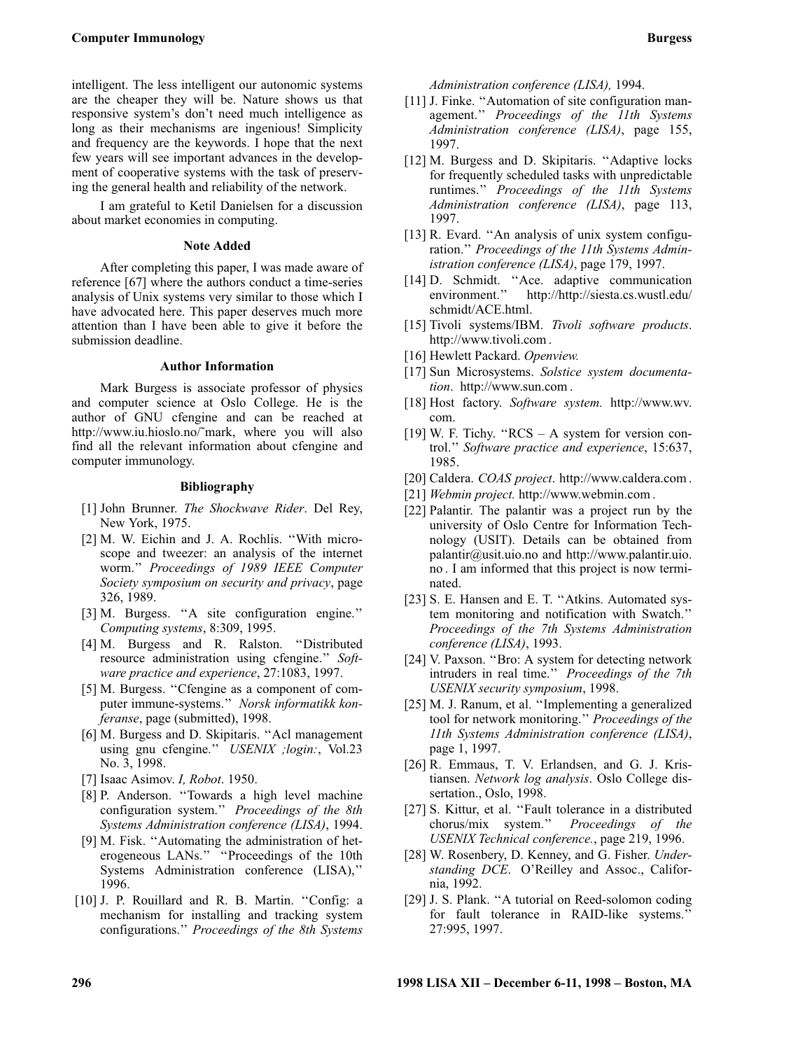intelligent. The less intelligent our autonomic systems are the cheaper they will be. Nature shows us that responsive system's don't need much intelligence as long as their mechanisms are ingenious! Simplicity and frequency are the keywords. I hope that the next few years will see important advances in the development of cooperative systems with the task of preserving the general health and reliability of the network.

I am grateful to Ketil Danielsen for a discussion about market economies in computing.

### Note Added

After completing this paper, I was made aware of reference [67] where the authors conduct a time-series analysis of Unix systems very similar to those which I have advocated here. This paper deserves much more attention than I have been able to give it before the submission deadline.

### Author Information

Mark Burgess is associate professor of physics and computer science at Oslo College. He is the author of GNU cfengine and can be reached at http://www.iu.hioslo.no/~mark, where you will also find all the relevant information about cfengine and computer immunology.

### Bibliography

[1] John Brunner. *The Shockwave Rider*. Del Rey, New York, 1975.

[2] M. W. Eichin and J. A. Rochlis. ''With microscope and tweezer: an analysis of the internet worm.'' *Proceedings of 1989 IEEE Computer Society symposium on security and privacy*, page 326, 1989.

[3] M. Burgess. ''A site configuration engine.'' *Computing systems*, 8:309, 1995.

[4] M. Burgess and R. Ralston. ''Distributed resource administration using cfengine.'' *Software practice and experience*, 27:1083, 1997.

[5] M. Burgess. ''Cfengine as a component of computer immune-systems.'' *Norsk informatikk konferanse*, page (submitted), 1998.

[6] M. Burgess and D. Skipitaris. ''Acl management using gnu cfengine.'' *USENIX ;login:*, Vol.23 No. 3, 1998.

[7] Isaac Asimov. *I, Robot*. 1950.

[8] P. Anderson. ''Towards a high level machine configuration system.'' *Proceedings of the 8th Systems Administration conference (LISA)*, 1994.

[9] M. Fisk. ''Automating the administration of heterogeneous LANs.'' ''Proceedings of the 10th Systems Administration conference (LISA),'' 1996.

[10] J. P. Rouillard and R. B. Martin. ''Config: a mechanism for installing and tracking system configurations.'' *Proceedings of the 8th Systems Administration conference (LISA),* 1994.

[11] J. Finke. ''Automation of site configuration management.'' *Proceedings of the 11th Systems Administration conference (LISA)*, page 155, 1997.

[12] M. Burgess and D. Skipitaris. ''Adaptive locks for frequently scheduled tasks with unpredictable runtimes.'' *Proceedings of the 11th Systems Administration conference (LISA)*, page 113, 1997.

[13] R. Evard. ''An analysis of unix system configuration.'' *Proceedings of the 11th Systems Administration conference (LISA)*, page 179, 1997.

[14] D. Schmidt. ''Ace. adaptive communication environment.'' http://http://siesta.cs.wustl.edu/schmidt/ACE.html.

[15] Tivoli systems/IBM. *Tivoli software products*. http://www.tivoli.com .

[16] Hewlett Packard. *Openview.*

[17] Sun Microsystems. *Solstice system documentation*. http://www.sun.com .

[18] Host factory. *Software system.* http://www.wv.com.

[19] W. F. Tichy. ''RCS – A system for version control.'' *Software practice and experience*, 15:637, 1985.

[20] Caldera. *COAS project*. http://www.caldera.com .

[21] *Webmin project.* http://www.webmin.com .

[22] Palantir. The palantir was a project run by the university of Oslo Centre for Information Technology (USIT). Details can be obtained from palantir@usit.uio.no and http://www.palantir.uio.no . I am informed that this project is now terminated.

[23] S. E. Hansen and E. T. ''Atkins. Automated system monitoring and notification with Swatch.'' *Proceedings of the 7th Systems Administration conference (LISA)*, 1993.

[24] V. Paxson. ''Bro: A system for detecting network intruders in real time.'' *Proceedings of the 7th USENIX security symposium*, 1998.

[25] M. J. Ranum, et al. ''Implementing a generalized tool for network monitoring.'' *Proceedings of the 11th Systems Administration conference (LISA)*, page 1, 1997.

[26] R. Emmaus, T. V. Erlandsen, and G. J. Kristiansen. *Network log analysis*. Oslo College dissertation., Oslo, 1998.

[27] S. Kittur, et al. ''Fault tolerance in a distributed chorus/mix system.'' *Proceedings of the USENIX Technical conference.*, page 219, 1996.

[28] W. Rosenbery, D. Kenney, and G. Fisher. *Understanding DCE*. O'Reilley and Assoc., California, 1992.

[29] J. S. Plank. ''A tutorial on Reed-solomon coding for fault tolerance in RAID-like systems.'' 27:995, 1997.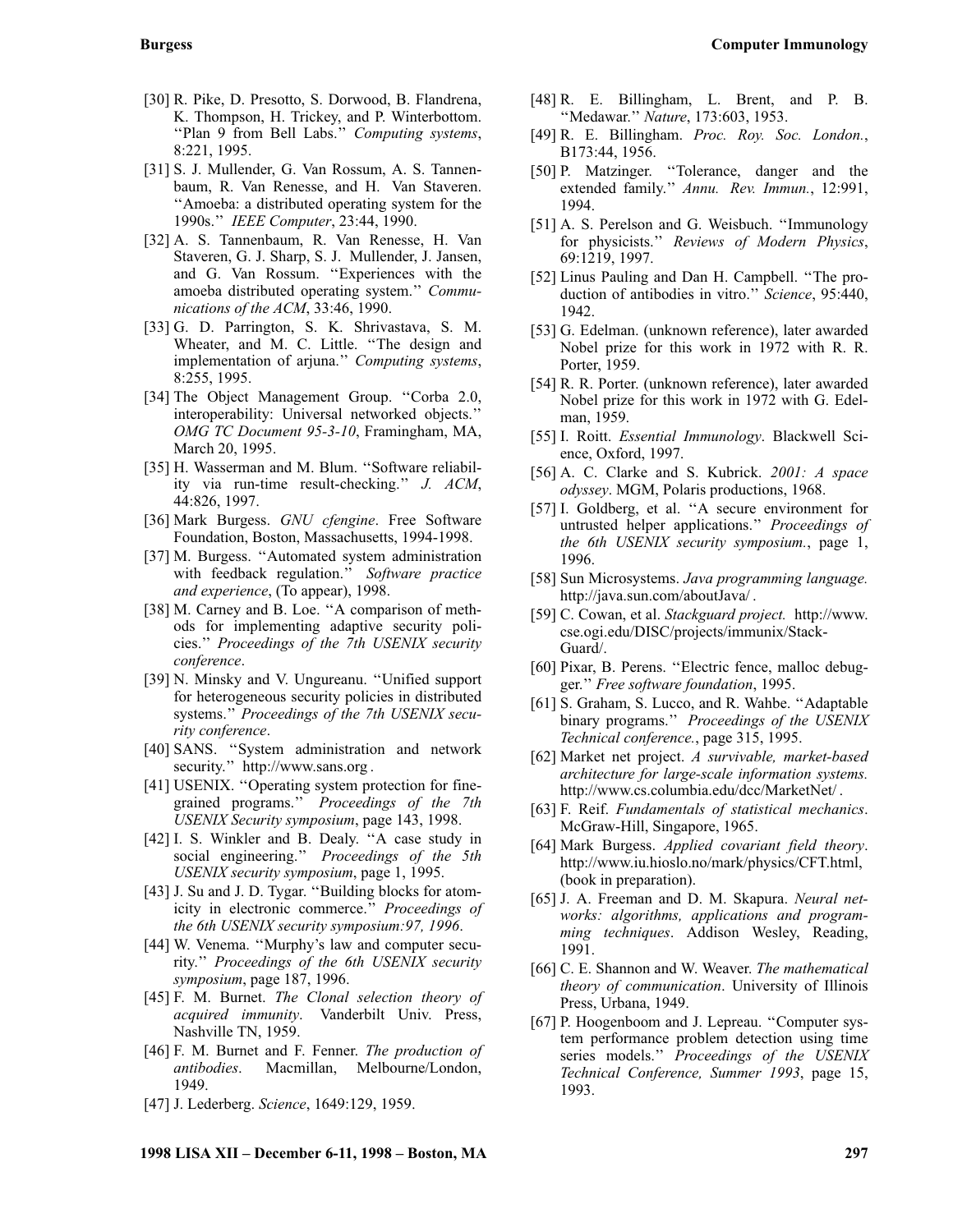[30] R. Pike, D. Presotto, S. Dorwood, B. Flandrena, K. Thompson, H. Trickey, and P. Winterbottom. ''Plan 9 from Bell Labs.'' *Computing systems*, 8:221, 1995.

[31] S. J. Mullender, G. Van Rossum, A. S. Tannenbaum, R. Van Renesse, and H. Van Staveren. ''Amoeba: a distributed operating system for the 1990s.'' *IEEE Computer*, 23:44, 1990.

[32] A. S. Tannenbaum, R. Van Renesse, H. Van Staveren, G. J. Sharp, S. J. Mullender, J. Jansen, and G. Van Rossum. ''Experiences with the amoeba distributed operating system.'' *Communications of the ACM*, 33:46, 1990.

[33] G. D. Parrington, S. K. Shrivastava, S. M. Wheater, and M. C. Little. ''The design and implementation of arjuna.'' *Computing systems*, 8:255, 1995.

[34] The Object Management Group. ''Corba 2.0, interoperability: Universal networked objects.'' *OMG TC Document 95-3-10*, Framingham, MA, March 20, 1995.

[35] H. Wasserman and M. Blum. ''Software reliability via run-time result-checking.'' *J. ACM*, 44:826, 1997.

[36] Mark Burgess. *GNU cfengine*. Free Software Foundation, Boston, Massachusetts, 1994-1998.

[37] M. Burgess. ''Automated system administration with feedback regulation.'' *Software practice and experience*, (To appear), 1998.

[38] M. Carney and B. Loe. ''A comparison of methods for implementing adaptive security policies.'' *Proceedings of the 7th USENIX security conference*.

[39] N. Minsky and V. Ungureanu. ''Unified support for heterogeneous security policies in distributed systems.'' *Proceedings of the 7th USENIX security conference*.

[40] SANS. ''System administration and network security.'' http://www.sans.org .

[41] USENIX. ''Operating system protection for fine-grained programs.'' *Proceedings of the 7th USENIX Security symposium*, page 143, 1998.

[42] I. S. Winkler and B. Dealy. ''A case study in social engineering.'' *Proceedings of the 5th USENIX security symposium*, page 1, 1995.

[43] J. Su and J. D. Tygar. ''Building blocks for atomicity in electronic commerce.'' *Proceedings of the 6th USENIX security symposium:97, 1996*.

[44] W. Venema. ''Murphy's law and computer security.'' *Proceedings of the 6th USENIX security symposium*, page 187, 1996.

[45] F. M. Burnet. *The Clonal selection theory of acquired immunity*. Vanderbilt Univ. Press, Nashville TN, 1959.

[46] F. M. Burnet and F. Fenner. *The production of antibodies*. Macmillan, Melbourne/London, 1949.

[47] J. Lederberg. *Science*, 1649:129, 1959.

[48] R. E. Billingham, L. Brent, and P. B. ''Medawar.'' *Nature*, 173:603, 1953.

[49] R. E. Billingham. *Proc. Roy. Soc. London.*, B173:44, 1956.

[50] P. Matzinger. ''Tolerance, danger and the extended family.'' *Annu. Rev. Immun.*, 12:991, 1994.

[51] A. S. Perelson and G. Weisbuch. ''Immunology for physicists.'' *Reviews of Modern Physics*, 69:1219, 1997.

[52] Linus Pauling and Dan H. Campbell. ''The production of antibodies in vitro.'' *Science*, 95:440, 1942.

[53] G. Edelman. (unknown reference), later awarded Nobel prize for this work in 1972 with R. R. Porter, 1959.

[54] R. R. Porter. (unknown reference), later awarded Nobel prize for this work in 1972 with G. Edelman, 1959.

[55] I. Roitt. *Essential Immunology*. Blackwell Science, Oxford, 1997.

[56] A. C. Clarke and S. Kubrick. *2001: A space odyssey*. MGM, Polaris productions, 1968.

[57] I. Goldberg, et al. ''A secure environment for untrusted helper applications.'' *Proceedings of the 6th USENIX security symposium.*, page 1, 1996.

[58] Sun Microsystems. *Java programming language.* http://java.sun.com/aboutJava/ .

[59] C. Cowan, et al. *Stackguard project.* http://www.cse.ogi.edu/DISC/projects/immunix/StackGuard/.

[60] Pixar, B. Perens. ''Electric fence, malloc debugger.'' *Free software foundation*, 1995.

[61] S. Graham, S. Lucco, and R. Wahbe. ''Adaptable binary programs.'' *Proceedings of the USENIX Technical conference.*, page 315, 1995.

[62] Market net project. *A survivable, market-based architecture for large-scale information systems.* http://www.cs.columbia.edu/dcc/MarketNet/ .

[63] F. Reif. *Fundamentals of statistical mechanics*. McGraw-Hill, Singapore, 1965.

[64] Mark Burgess. *Applied covariant field theory*. http://www.iu.hioslo.no/mark/physics/CFT.html, (book in preparation).

[65] J. A. Freeman and D. M. Skapura. *Neural networks: algorithms, applications and programming techniques*. Addison Wesley, Reading, 1991.

[66] C. E. Shannon and W. Weaver. *The mathematical theory of communication*. University of Illinois Press, Urbana, 1949.

[67] P. Hoogenboom and J. Lepreau. ''Computer system performance problem detection using time series models.'' *Proceedings of the USENIX Technical Conference, Summer 1993*, page 15, 1993.